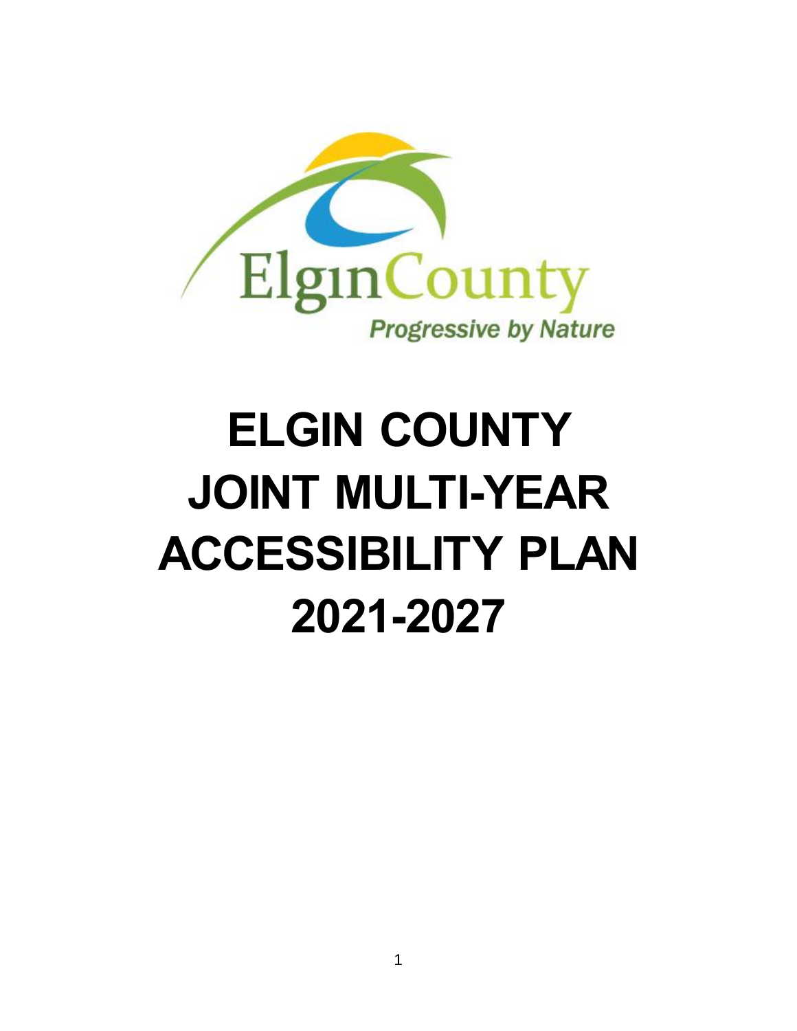ElginCounty

Progressive by Nature

# ELGIN COUNTY JOINT MULTI-YEAR ACCESSIBILITY PLAN 2021-2027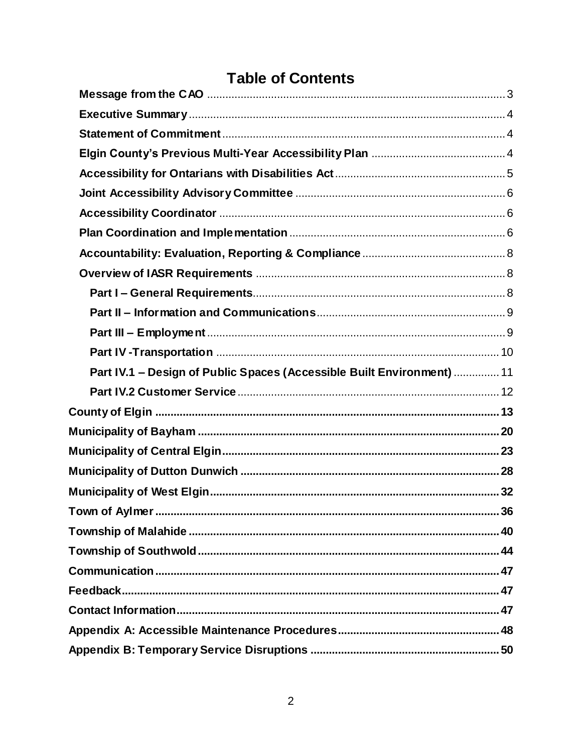# Table of Contents

- **Message from the CAO** .......... 3
- **Executive Summary** .......... 4
- **Statement of Commitment** .......... 4
- **Elgin County's Previous Multi-Year Accessibility Plan** .......... 4
- **Accessibility for Ontarians with Disabilities Act** .......... 5
- **Joint Accessibility Advisory Committee** .......... 6
- **Accessibility Coordinator** .......... 6
- **Plan Coordination and Implementation** .......... 6
- **Accountability: Evaluation, Reporting & Compliance** .......... 8
- **Overview of IASR Requirements** .......... 8
  - **Part I – General Requirements** .......... 8
  - **Part II – Information and Communications** .......... 9
  - **Part III – Employment** .......... 9
  - **Part IV -Transportation** .......... 10
  - **Part IV.1 – Design of Public Spaces (Accessible Built Environment)** .......... 11
  - **Part IV.2 Customer Service** .......... 12

**County of Elgin** .......... 13

**Municipality of Bayham** .......... 20

**Municipality of Central Elgin** .......... 23

**Municipality of Dutton Dunwich** .......... 28

**Municipality of West Elgin** .......... 32

**Town of Aylmer** .......... 36

**Township of Malahide** .......... 40

**Township of Southwold** .......... 44

**Communication** .......... 47

**Feedback** .......... 47

**Contact Information** .......... 47

**Appendix A: Accessible Maintenance Procedures** .......... 48

**Appendix B: Temporary Service Disruptions** .......... 50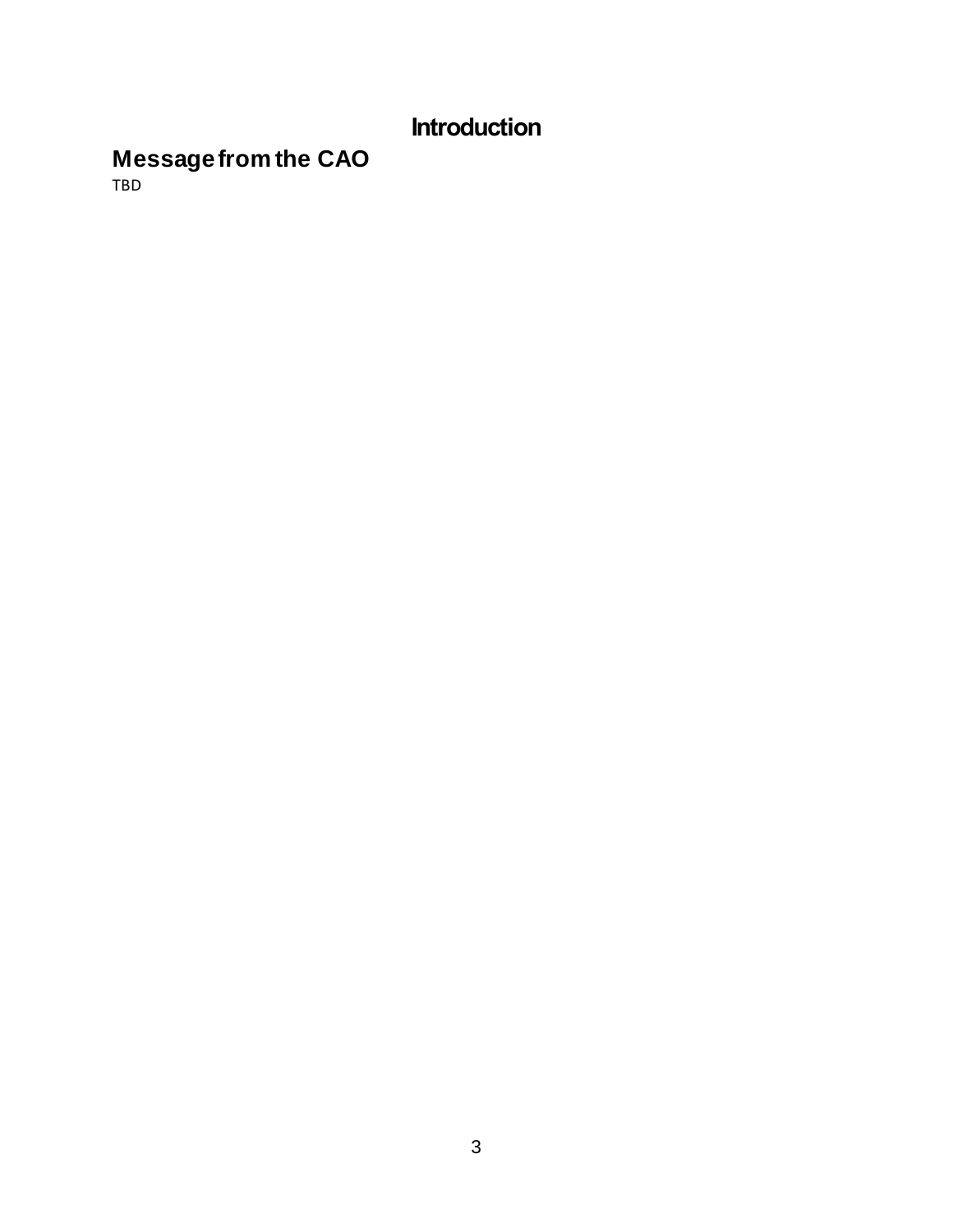# Introduction

## Message from the CAO

TBD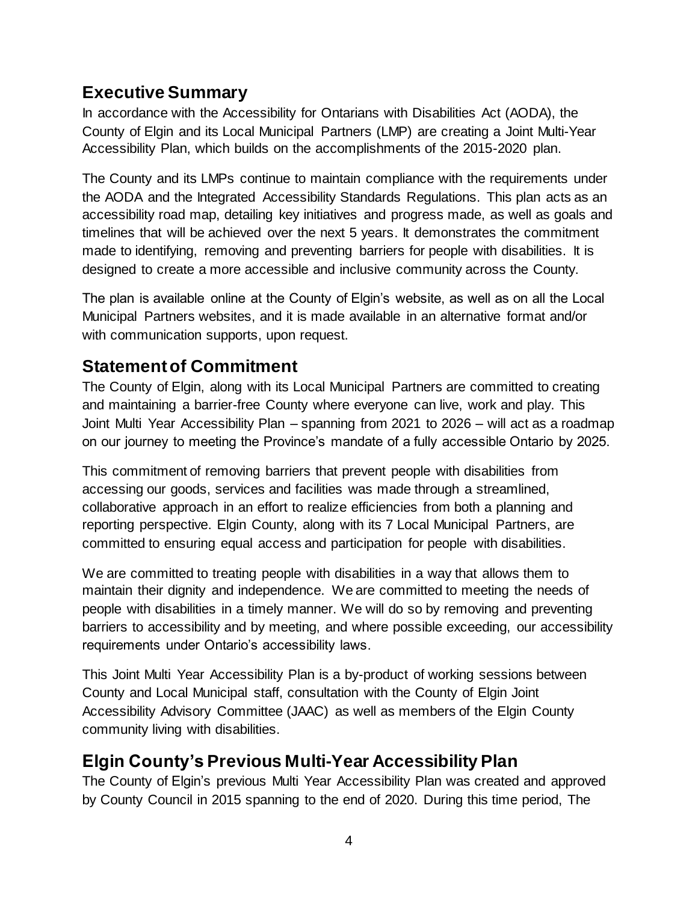## Executive Summary

In accordance with the Accessibility for Ontarians with Disabilities Act (AODA), the County of Elgin and its Local Municipal Partners (LMP) are creating a Joint Multi-Year Accessibility Plan, which builds on the accomplishments of the 2015-2020 plan.

The County and its LMPs continue to maintain compliance with the requirements under the AODA and the Integrated Accessibility Standards Regulations. This plan acts as an accessibility road map, detailing key initiatives and progress made, as well as goals and timelines that will be achieved over the next 5 years. It demonstrates the commitment made to identifying, removing and preventing barriers for people with disabilities. It is designed to create a more accessible and inclusive community across the County.

The plan is available online at the County of Elgin's website, as well as on all the Local Municipal Partners websites, and it is made available in an alternative format and/or with communication supports, upon request.

## Statement of Commitment

The County of Elgin, along with its Local Municipal Partners are committed to creating and maintaining a barrier-free County where everyone can live, work and play. This Joint Multi Year Accessibility Plan – spanning from 2021 to 2026 – will act as a roadmap on our journey to meeting the Province's mandate of a fully accessible Ontario by 2025.

This commitment of removing barriers that prevent people with disabilities from accessing our goods, services and facilities was made through a streamlined, collaborative approach in an effort to realize efficiencies from both a planning and reporting perspective. Elgin County, along with its 7 Local Municipal Partners, are committed to ensuring equal access and participation for people with disabilities.

We are committed to treating people with disabilities in a way that allows them to maintain their dignity and independence. We are committed to meeting the needs of people with disabilities in a timely manner. We will do so by removing and preventing barriers to accessibility and by meeting, and where possible exceeding, our accessibility requirements under Ontario's accessibility laws.

This Joint Multi Year Accessibility Plan is a by-product of working sessions between County and Local Municipal staff, consultation with the County of Elgin Joint Accessibility Advisory Committee (JAAC) as well as members of the Elgin County community living with disabilities.

## Elgin County's Previous Multi-Year Accessibility Plan

The County of Elgin's previous Multi Year Accessibility Plan was created and approved by County Council in 2015 spanning to the end of 2020. During this time period, The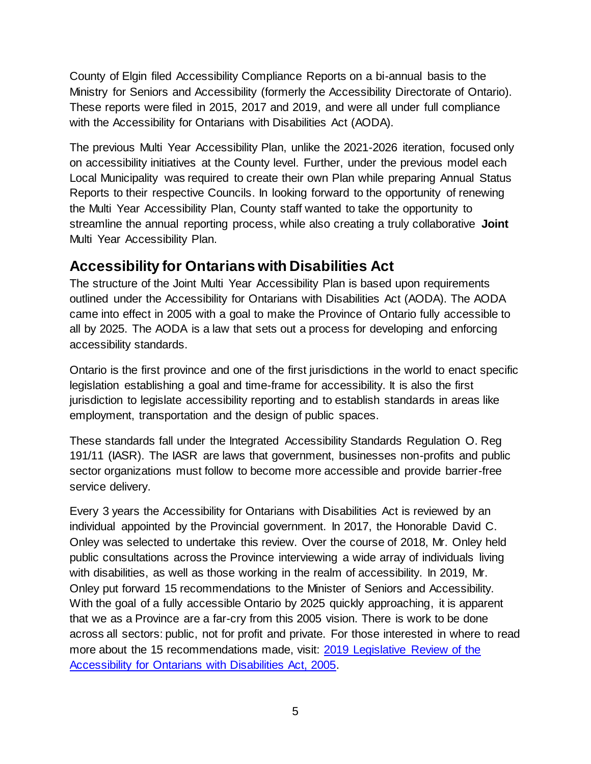County of Elgin filed Accessibility Compliance Reports on a bi-annual basis to the Ministry for Seniors and Accessibility (formerly the Accessibility Directorate of Ontario). These reports were filed in 2015, 2017 and 2019, and were all under full compliance with the Accessibility for Ontarians with Disabilities Act (AODA).

The previous Multi Year Accessibility Plan, unlike the 2021-2026 iteration, focused only on accessibility initiatives at the County level. Further, under the previous model each Local Municipality was required to create their own Plan while preparing Annual Status Reports to their respective Councils. In looking forward to the opportunity of renewing the Multi Year Accessibility Plan, County staff wanted to take the opportunity to streamline the annual reporting process, while also creating a truly collaborative **Joint** Multi Year Accessibility Plan.

## Accessibility for Ontarians with Disabilities Act

The structure of the Joint Multi Year Accessibility Plan is based upon requirements outlined under the Accessibility for Ontarians with Disabilities Act (AODA). The AODA came into effect in 2005 with a goal to make the Province of Ontario fully accessible to all by 2025. The AODA is a law that sets out a process for developing and enforcing accessibility standards.

Ontario is the first province and one of the first jurisdictions in the world to enact specific legislation establishing a goal and time-frame for accessibility. It is also the first jurisdiction to legislate accessibility reporting and to establish standards in areas like employment, transportation and the design of public spaces.

These standards fall under the Integrated Accessibility Standards Regulation O. Reg 191/11 (IASR). The IASR are laws that government, businesses non-profits and public sector organizations must follow to become more accessible and provide barrier-free service delivery.

Every 3 years the Accessibility for Ontarians with Disabilities Act is reviewed by an individual appointed by the Provincial government. In 2017, the Honorable David C. Onley was selected to undertake this review. Over the course of 2018, Mr. Onley held public consultations across the Province interviewing a wide array of individuals living with disabilities, as well as those working in the realm of accessibility. In 2019, Mr. Onley put forward 15 recommendations to the Minister of Seniors and Accessibility. With the goal of a fully accessible Ontario by 2025 quickly approaching, it is apparent that we as a Province are a far-cry from this 2005 vision. There is work to be done across all sectors: public, not for profit and private. For those interested in where to read more about the 15 recommendations made, visit: [2019 Legislative Review of the Accessibility for Ontarians with Disabilities Act, 2005](#).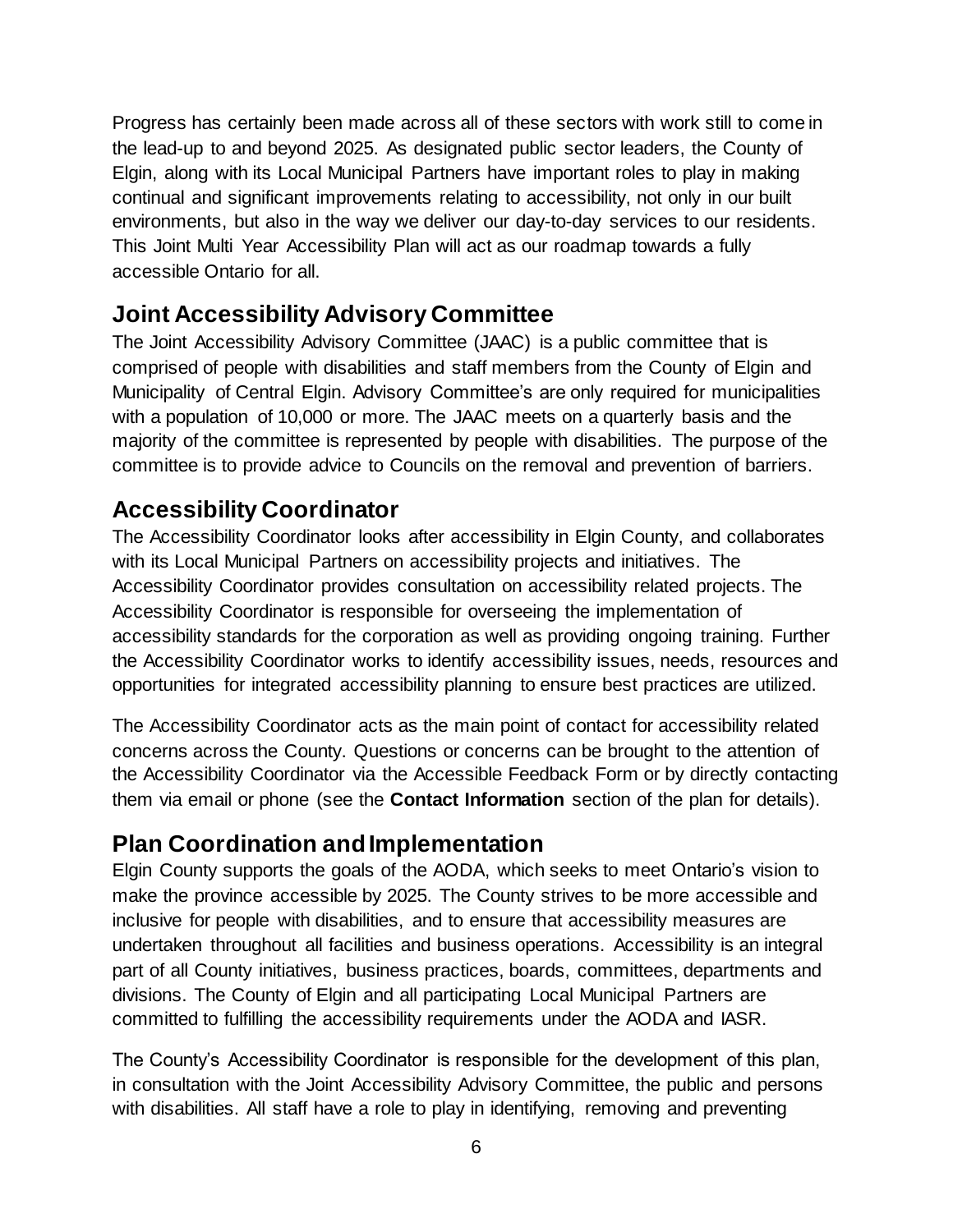Progress has certainly been made across all of these sectors with work still to come in the lead-up to and beyond 2025. As designated public sector leaders, the County of Elgin, along with its Local Municipal Partners have important roles to play in making continual and significant improvements relating to accessibility, not only in our built environments, but also in the way we deliver our day-to-day services to our residents. This Joint Multi Year Accessibility Plan will act as our roadmap towards a fully accessible Ontario for all.

## Joint Accessibility Advisory Committee

The Joint Accessibility Advisory Committee (JAAC) is a public committee that is comprised of people with disabilities and staff members from the County of Elgin and Municipality of Central Elgin. Advisory Committee's are only required for municipalities with a population of 10,000 or more. The JAAC meets on a quarterly basis and the majority of the committee is represented by people with disabilities. The purpose of the committee is to provide advice to Councils on the removal and prevention of barriers.

## Accessibility Coordinator

The Accessibility Coordinator looks after accessibility in Elgin County, and collaborates with its Local Municipal Partners on accessibility projects and initiatives. The Accessibility Coordinator provides consultation on accessibility related projects. The Accessibility Coordinator is responsible for overseeing the implementation of accessibility standards for the corporation as well as providing ongoing training. Further the Accessibility Coordinator works to identify accessibility issues, needs, resources and opportunities for integrated accessibility planning to ensure best practices are utilized.

The Accessibility Coordinator acts as the main point of contact for accessibility related concerns across the County. Questions or concerns can be brought to the attention of the Accessibility Coordinator via the Accessible Feedback Form or by directly contacting them via email or phone (see the **Contact Information** section of the plan for details).

## Plan Coordination and Implementation

Elgin County supports the goals of the AODA, which seeks to meet Ontario's vision to make the province accessible by 2025. The County strives to be more accessible and inclusive for people with disabilities, and to ensure that accessibility measures are undertaken throughout all facilities and business operations. Accessibility is an integral part of all County initiatives, business practices, boards, committees, departments and divisions. The County of Elgin and all participating Local Municipal Partners are committed to fulfilling the accessibility requirements under the AODA and IASR.

The County's Accessibility Coordinator is responsible for the development of this plan, in consultation with the Joint Accessibility Advisory Committee, the public and persons with disabilities. All staff have a role to play in identifying, removing and preventing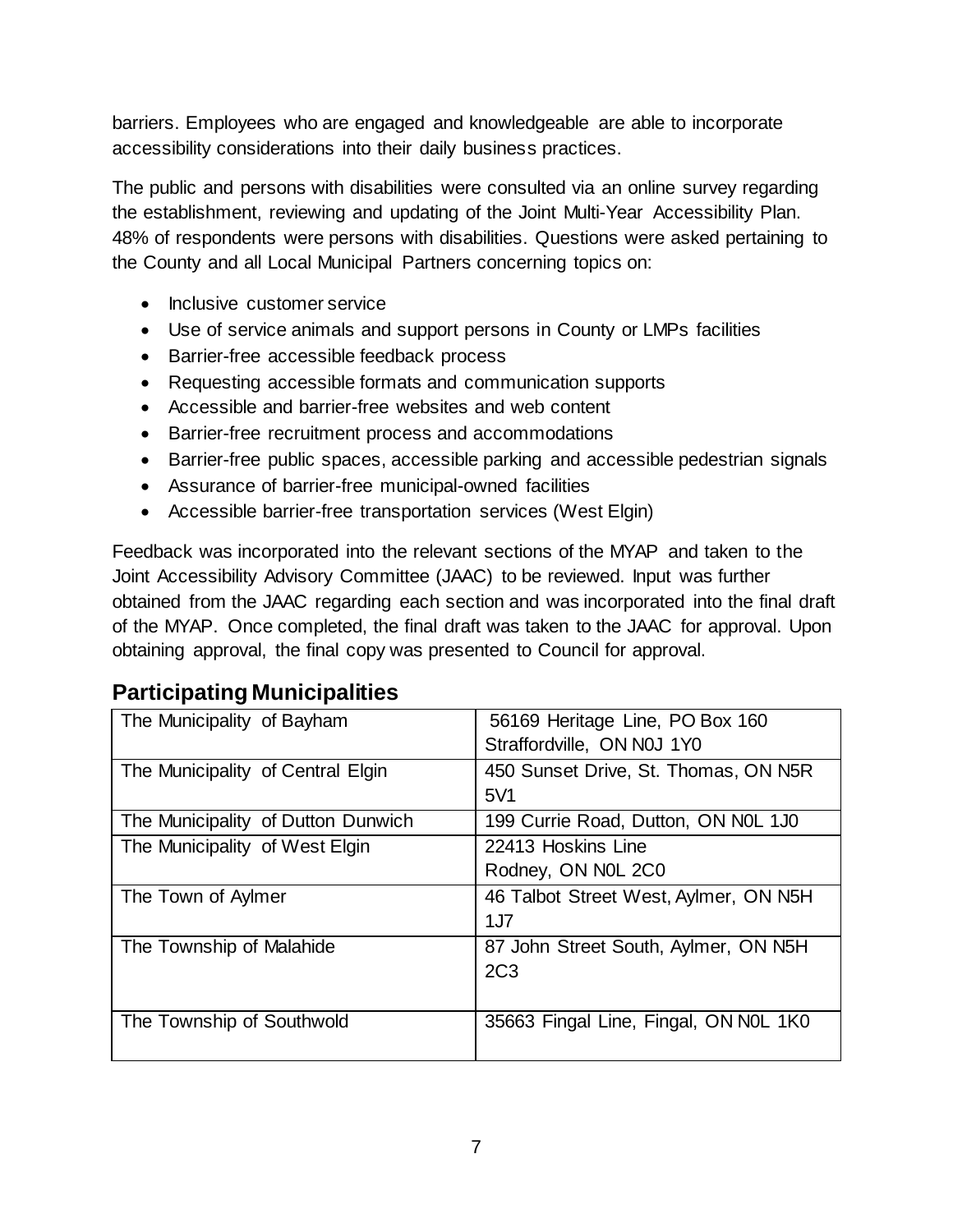barriers. Employees who are engaged and knowledgeable are able to incorporate accessibility considerations into their daily business practices.

The public and persons with disabilities were consulted via an online survey regarding the establishment, reviewing and updating of the Joint Multi-Year Accessibility Plan. 48% of respondents were persons with disabilities. Questions were asked pertaining to the County and all Local Municipal Partners concerning topics on:

- Inclusive customer service
- Use of service animals and support persons in County or LMPs facilities
- Barrier-free accessible feedback process
- Requesting accessible formats and communication supports
- Accessible and barrier-free websites and web content
- Barrier-free recruitment process and accommodations
- Barrier-free public spaces, accessible parking and accessible pedestrian signals
- Assurance of barrier-free municipal-owned facilities
- Accessible barrier-free transportation services (West Elgin)

Feedback was incorporated into the relevant sections of the MYAP and taken to the Joint Accessibility Advisory Committee (JAAC) to be reviewed. Input was further obtained from the JAAC regarding each section and was incorporated into the final draft of the MYAP. Once completed, the final draft was taken to the JAAC for approval. Upon obtaining approval, the final copy was presented to Council for approval.

## Participating Municipalities

| | |
|---|---|
| The Municipality of Bayham | 56169 Heritage Line, PO Box 160 Straffordville, ON N0J 1Y0 |
| The Municipality of Central Elgin | 450 Sunset Drive, St. Thomas, ON N5R 5V1 |
| The Municipality of Dutton Dunwich | 199 Currie Road, Dutton, ON N0L 1J0 |
| The Municipality of West Elgin | 22413 Hoskins Line Rodney, ON N0L 2C0 |
| The Town of Aylmer | 46 Talbot Street West, Aylmer, ON N5H 1J7 |
| The Township of Malahide | 87 John Street South, Aylmer, ON N5H 2C3 |
| The Township of Southwold | 35663 Fingal Line, Fingal, ON N0L 1K0 |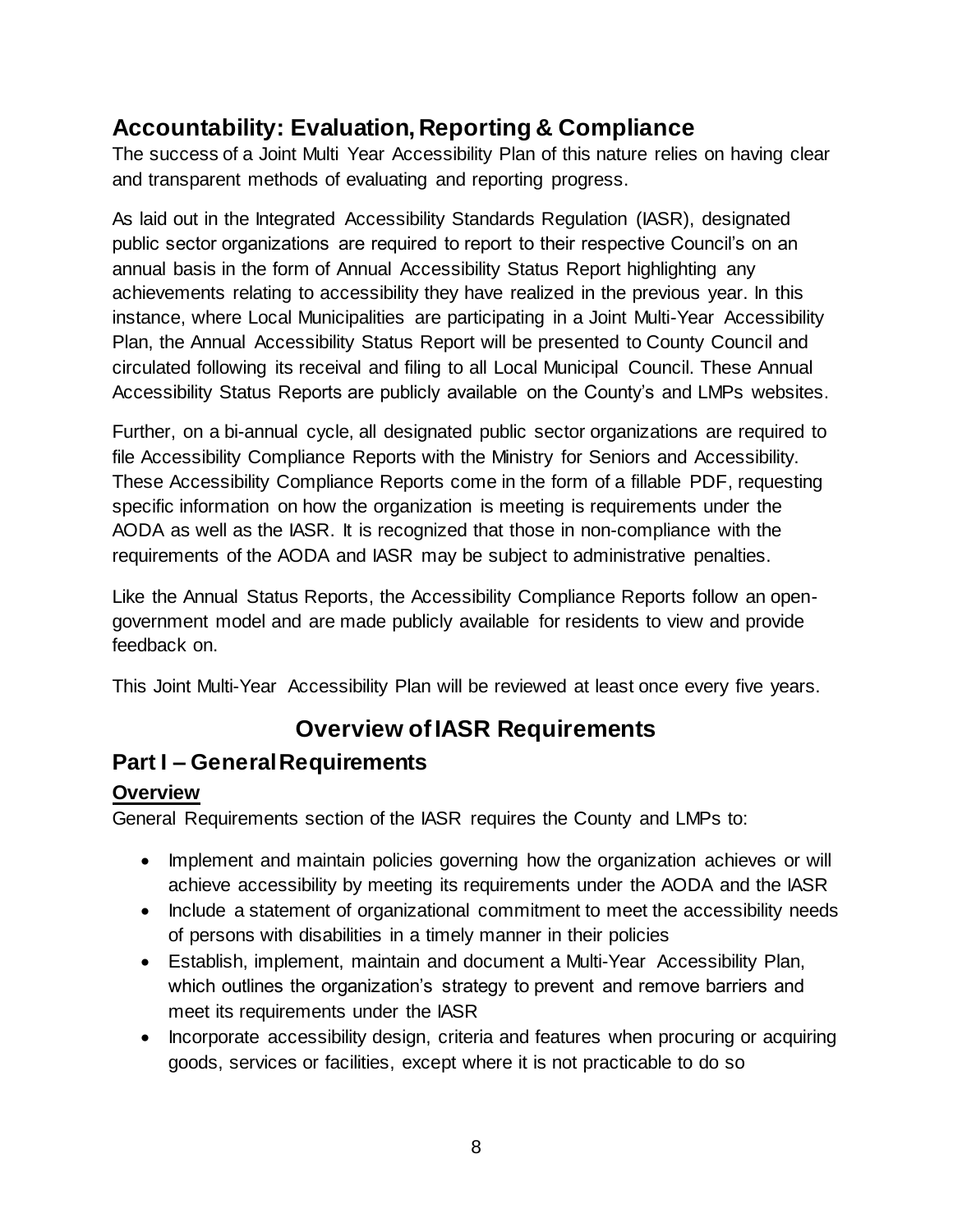## Accountability: Evaluation, Reporting & Compliance

The success of a Joint Multi Year Accessibility Plan of this nature relies on having clear and transparent methods of evaluating and reporting progress.

As laid out in the Integrated Accessibility Standards Regulation (IASR), designated public sector organizations are required to report to their respective Council's on an annual basis in the form of Annual Accessibility Status Report highlighting any achievements relating to accessibility they have realized in the previous year. In this instance, where Local Municipalities are participating in a Joint Multi-Year Accessibility Plan, the Annual Accessibility Status Report will be presented to County Council and circulated following its receival and filing to all Local Municipal Council. These Annual Accessibility Status Reports are publicly available on the County's and LMPs websites.

Further, on a bi-annual cycle, all designated public sector organizations are required to file Accessibility Compliance Reports with the Ministry for Seniors and Accessibility. These Accessibility Compliance Reports come in the form of a fillable PDF, requesting specific information on how the organization is meeting is requirements under the AODA as well as the IASR. It is recognized that those in non-compliance with the requirements of the AODA and IASR may be subject to administrative penalties.

Like the Annual Status Reports, the Accessibility Compliance Reports follow an open-government model and are made publicly available for residents to view and provide feedback on.

This Joint Multi-Year Accessibility Plan will be reviewed at least once every five years.

# Overview of IASR Requirements

## Part I – General Requirements

### Overview

General Requirements section of the IASR requires the County and LMPs to:

- Implement and maintain policies governing how the organization achieves or will achieve accessibility by meeting its requirements under the AODA and the IASR
- Include a statement of organizational commitment to meet the accessibility needs of persons with disabilities in a timely manner in their policies
- Establish, implement, maintain and document a Multi-Year Accessibility Plan, which outlines the organization's strategy to prevent and remove barriers and meet its requirements under the IASR
- Incorporate accessibility design, criteria and features when procuring or acquiring goods, services or facilities, except where it is not practicable to do so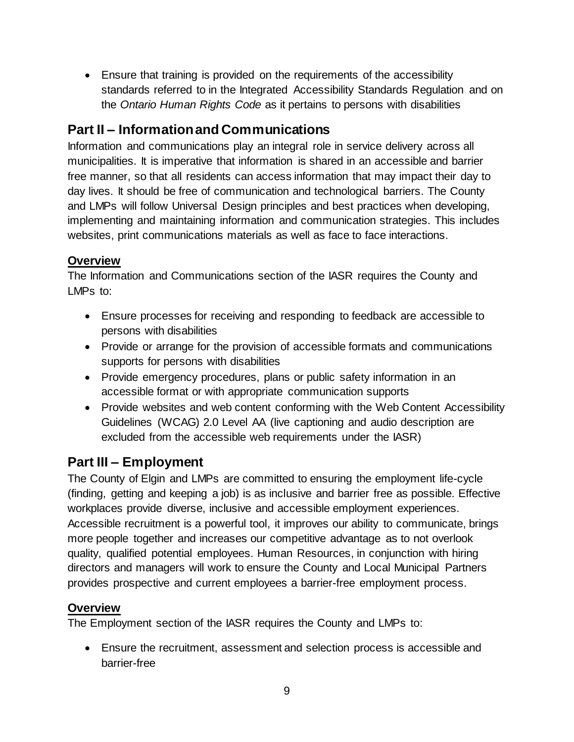- Ensure that training is provided on the requirements of the accessibility standards referred to in the Integrated Accessibility Standards Regulation and on the *Ontario Human Rights Code* as it pertains to persons with disabilities

## Part II – Information and Communications

Information and communications play an integral role in service delivery across all municipalities. It is imperative that information is shared in an accessible and barrier free manner, so that all residents can access information that may impact their day to day lives. It should be free of communication and technological barriers. The County and LMPs will follow Universal Design principles and best practices when developing, implementing and maintaining information and communication strategies. This includes websites, print communications materials as well as face to face interactions.

### Overview

The Information and Communications section of the IASR requires the County and LMPs to:

- Ensure processes for receiving and responding to feedback are accessible to persons with disabilities
- Provide or arrange for the provision of accessible formats and communications supports for persons with disabilities
- Provide emergency procedures, plans or public safety information in an accessible format or with appropriate communication supports
- Provide websites and web content conforming with the Web Content Accessibility Guidelines (WCAG) 2.0 Level AA (live captioning and audio description are excluded from the accessible web requirements under the IASR)

## Part III – Employment

The County of Elgin and LMPs are committed to ensuring the employment life-cycle (finding, getting and keeping a job) is as inclusive and barrier free as possible. Effective workplaces provide diverse, inclusive and accessible employment experiences. Accessible recruitment is a powerful tool, it improves our ability to communicate, brings more people together and increases our competitive advantage as to not overlook quality, qualified potential employees. Human Resources, in conjunction with hiring directors and managers will work to ensure the County and Local Municipal Partners provides prospective and current employees a barrier-free employment process.

### Overview

The Employment section of the IASR requires the County and LMPs to:

- Ensure the recruitment, assessment and selection process is accessible and barrier-free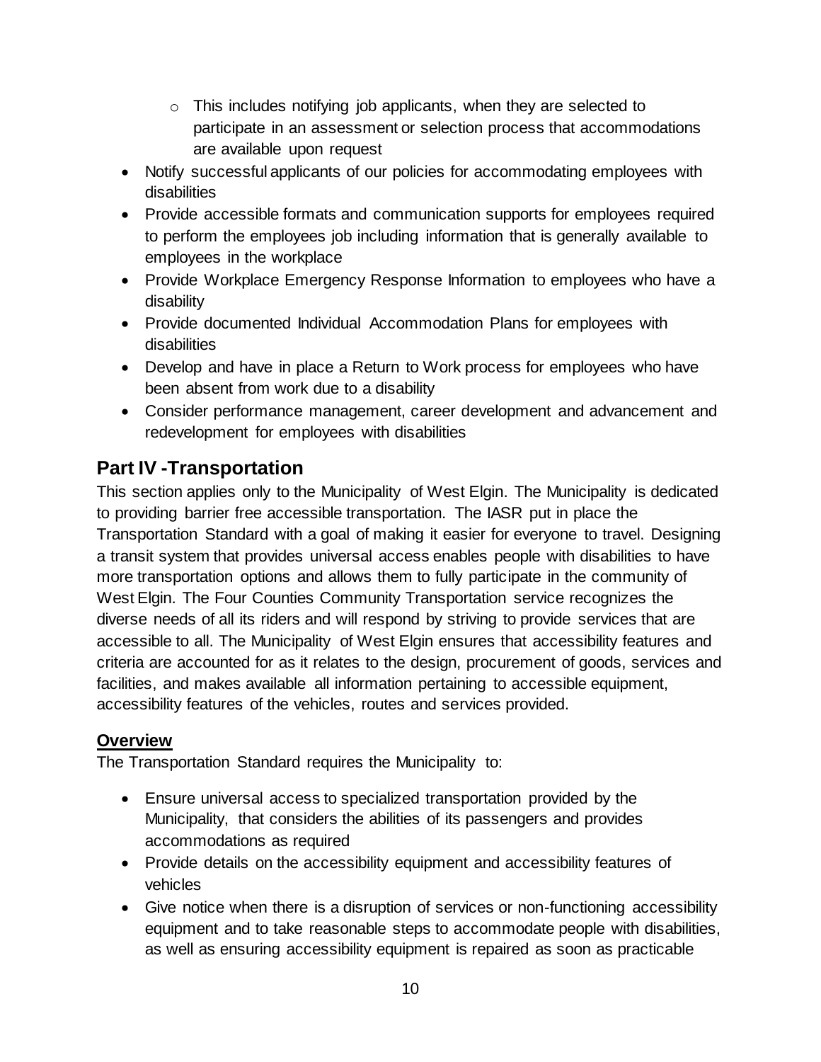- This includes notifying job applicants, when they are selected to participate in an assessment or selection process that accommodations are available upon request
- Notify successful applicants of our policies for accommodating employees with disabilities
- Provide accessible formats and communication supports for employees required to perform the employees job including information that is generally available to employees in the workplace
- Provide Workplace Emergency Response Information to employees who have a disability
- Provide documented Individual Accommodation Plans for employees with disabilities
- Develop and have in place a Return to Work process for employees who have been absent from work due to a disability
- Consider performance management, career development and advancement and redevelopment for employees with disabilities

## Part IV -Transportation

This section applies only to the Municipality of West Elgin. The Municipality is dedicated to providing barrier free accessible transportation. The IASR put in place the Transportation Standard with a goal of making it easier for everyone to travel. Designing a transit system that provides universal access enables people with disabilities to have more transportation options and allows them to fully participate in the community of West Elgin. The Four Counties Community Transportation service recognizes the diverse needs of all its riders and will respond by striving to provide services that are accessible to all. The Municipality of West Elgin ensures that accessibility features and criteria are accounted for as it relates to the design, procurement of goods, services and facilities, and makes available all information pertaining to accessible equipment, accessibility features of the vehicles, routes and services provided.

### Overview

The Transportation Standard requires the Municipality to:

- Ensure universal access to specialized transportation provided by the Municipality, that considers the abilities of its passengers and provides accommodations as required
- Provide details on the accessibility equipment and accessibility features of vehicles
- Give notice when there is a disruption of services or non-functioning accessibility equipment and to take reasonable steps to accommodate people with disabilities, as well as ensuring accessibility equipment is repaired as soon as practicable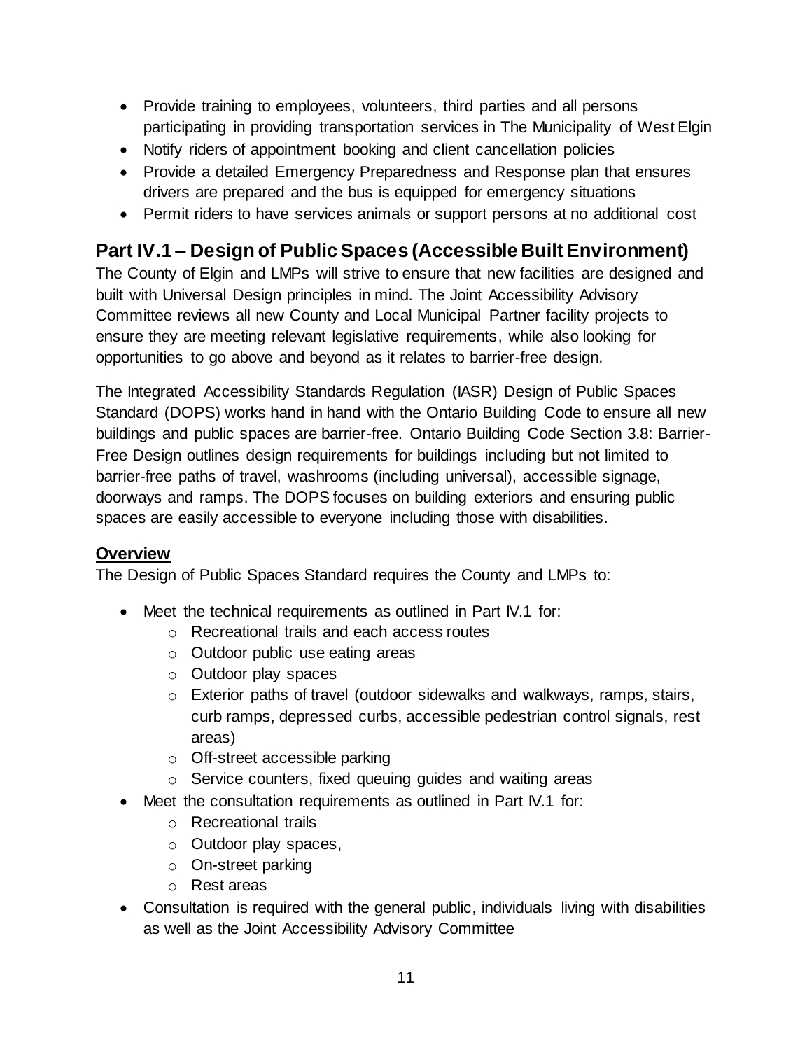- Provide training to employees, volunteers, third parties and all persons participating in providing transportation services in The Municipality of West Elgin
- Notify riders of appointment booking and client cancellation policies
- Provide a detailed Emergency Preparedness and Response plan that ensures drivers are prepared and the bus is equipped for emergency situations
- Permit riders to have services animals or support persons at no additional cost

## Part IV.1 – Design of Public Spaces (Accessible Built Environment)

The County of Elgin and LMPs will strive to ensure that new facilities are designed and built with Universal Design principles in mind. The Joint Accessibility Advisory Committee reviews all new County and Local Municipal Partner facility projects to ensure they are meeting relevant legislative requirements, while also looking for opportunities to go above and beyond as it relates to barrier-free design.

The Integrated Accessibility Standards Regulation (IASR) Design of Public Spaces Standard (DOPS) works hand in hand with the Ontario Building Code to ensure all new buildings and public spaces are barrier-free. Ontario Building Code Section 3.8: Barrier-Free Design outlines design requirements for buildings including but not limited to barrier-free paths of travel, washrooms (including universal), accessible signage, doorways and ramps. The DOPS focuses on building exteriors and ensuring public spaces are easily accessible to everyone including those with disabilities.

### Overview

The Design of Public Spaces Standard requires the County and LMPs to:

- Meet the technical requirements as outlined in Part IV.1 for:
  - Recreational trails and each access routes
  - Outdoor public use eating areas
  - Outdoor play spaces
  - Exterior paths of travel (outdoor sidewalks and walkways, ramps, stairs, curb ramps, depressed curbs, accessible pedestrian control signals, rest areas)
  - Off-street accessible parking
  - Service counters, fixed queuing guides and waiting areas
- Meet the consultation requirements as outlined in Part IV.1 for:
  - Recreational trails
  - Outdoor play spaces,
  - On-street parking
  - Rest areas
- Consultation is required with the general public, individuals living with disabilities as well as the Joint Accessibility Advisory Committee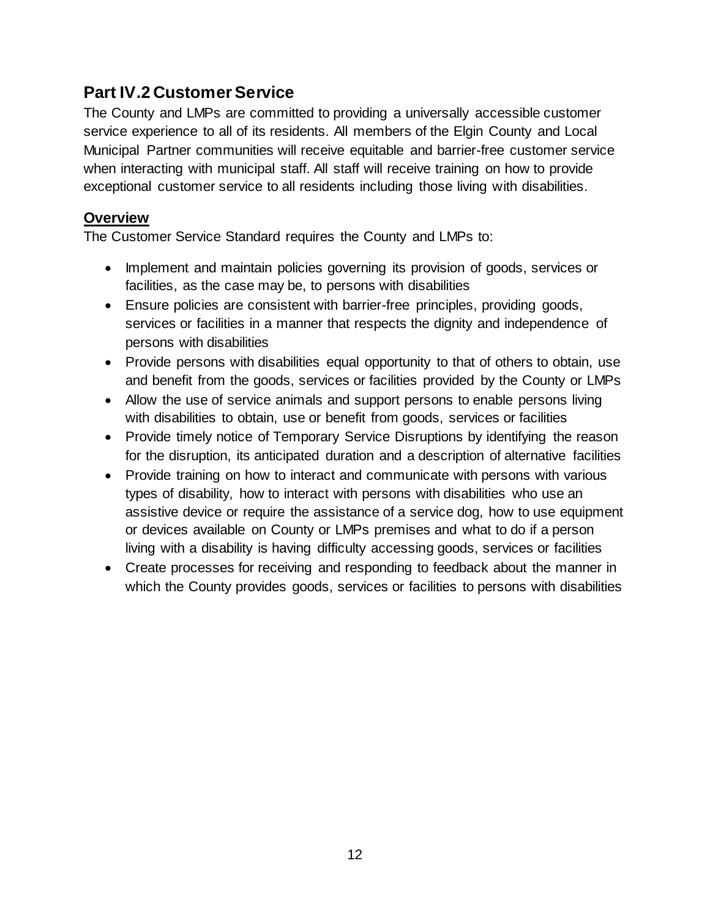## Part IV.2 Customer Service

The County and LMPs are committed to providing a universally accessible customer service experience to all of its residents. All members of the Elgin County and Local Municipal Partner communities will receive equitable and barrier-free customer service when interacting with municipal staff. All staff will receive training on how to provide exceptional customer service to all residents including those living with disabilities.

### Overview

The Customer Service Standard requires the County and LMPs to:

- Implement and maintain policies governing its provision of goods, services or facilities, as the case may be, to persons with disabilities
- Ensure policies are consistent with barrier-free principles, providing goods, services or facilities in a manner that respects the dignity and independence of persons with disabilities
- Provide persons with disabilities equal opportunity to that of others to obtain, use and benefit from the goods, services or facilities provided by the County or LMPs
- Allow the use of service animals and support persons to enable persons living with disabilities to obtain, use or benefit from goods, services or facilities
- Provide timely notice of Temporary Service Disruptions by identifying the reason for the disruption, its anticipated duration and a description of alternative facilities
- Provide training on how to interact and communicate with persons with various types of disability, how to interact with persons with disabilities who use an assistive device or require the assistance of a service dog, how to use equipment or devices available on County or LMPs premises and what to do if a person living with a disability is having difficulty accessing goods, services or facilities
- Create processes for receiving and responding to feedback about the manner in which the County provides goods, services or facilities to persons with disabilities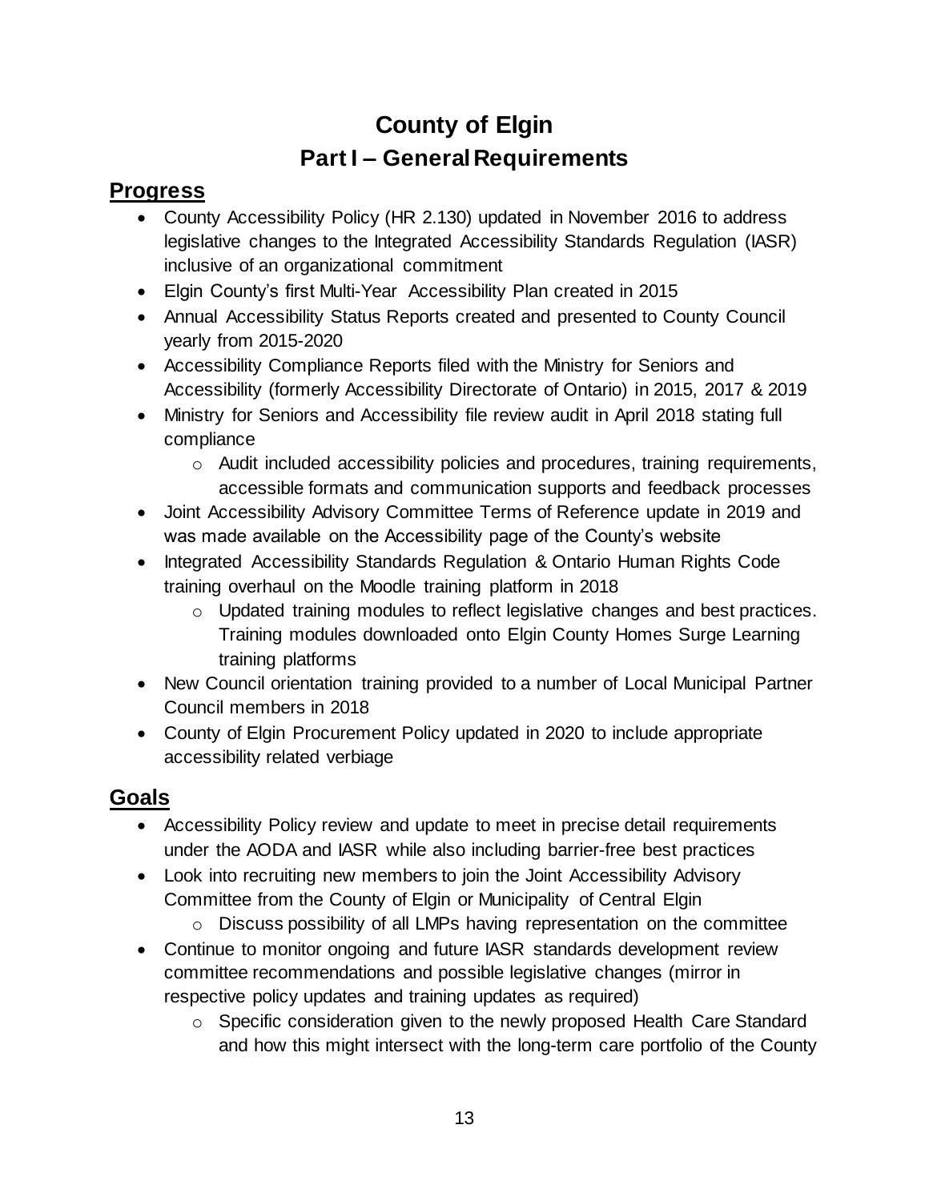# County of Elgin

## Part I – General Requirements

### Progress

- County Accessibility Policy (HR 2.130) updated in November 2016 to address legislative changes to the Integrated Accessibility Standards Regulation (IASR) inclusive of an organizational commitment
- Elgin County's first Multi-Year Accessibility Plan created in 2015
- Annual Accessibility Status Reports created and presented to County Council yearly from 2015-2020
- Accessibility Compliance Reports filed with the Ministry for Seniors and Accessibility (formerly Accessibility Directorate of Ontario) in 2015, 2017 & 2019
- Ministry for Seniors and Accessibility file review audit in April 2018 stating full compliance
  - Audit included accessibility policies and procedures, training requirements, accessible formats and communication supports and feedback processes
- Joint Accessibility Advisory Committee Terms of Reference update in 2019 and was made available on the Accessibility page of the County's website
- Integrated Accessibility Standards Regulation & Ontario Human Rights Code training overhaul on the Moodle training platform in 2018
  - Updated training modules to reflect legislative changes and best practices. Training modules downloaded onto Elgin County Homes Surge Learning training platforms
- New Council orientation training provided to a number of Local Municipal Partner Council members in 2018
- County of Elgin Procurement Policy updated in 2020 to include appropriate accessibility related verbiage

### Goals

- Accessibility Policy review and update to meet in precise detail requirements under the AODA and IASR while also including barrier-free best practices
- Look into recruiting new members to join the Joint Accessibility Advisory Committee from the County of Elgin or Municipality of Central Elgin
  - Discuss possibility of all LMPs having representation on the committee
- Continue to monitor ongoing and future IASR standards development review committee recommendations and possible legislative changes (mirror in respective policy updates and training updates as required)
  - Specific consideration given to the newly proposed Health Care Standard and how this might intersect with the long-term care portfolio of the County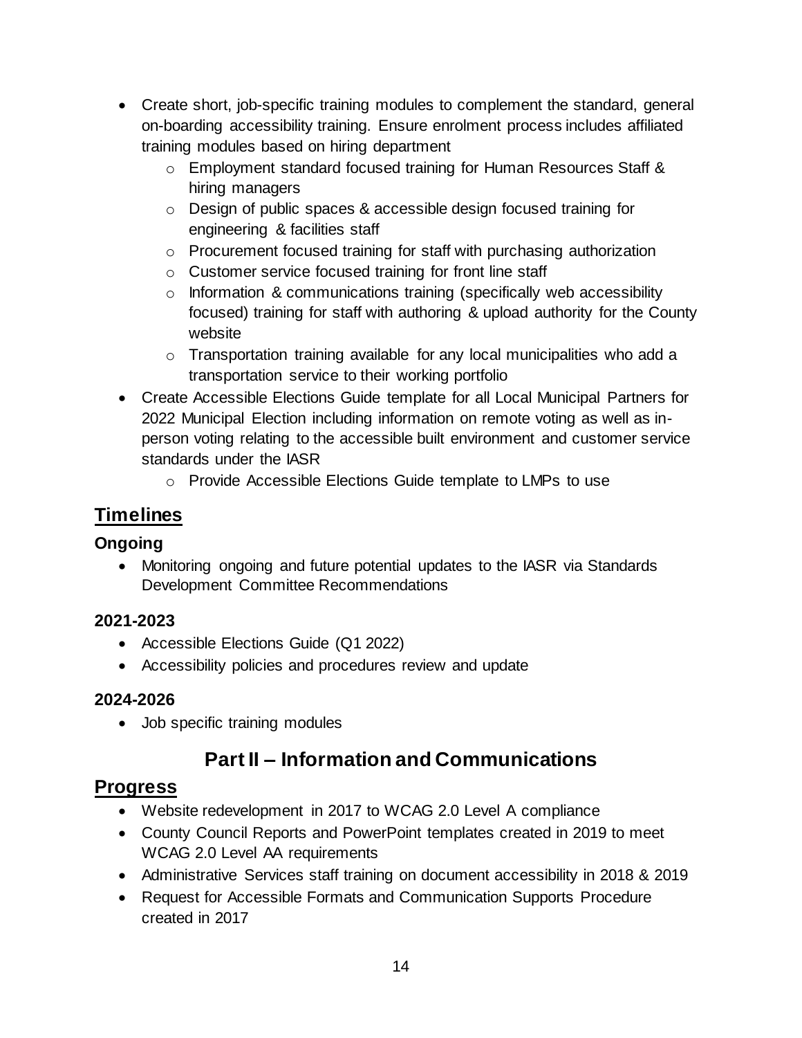- Create short, job-specific training modules to complement the standard, general on-boarding accessibility training. Ensure enrolment process includes affiliated training modules based on hiring department
  - Employment standard focused training for Human Resources Staff & hiring managers
  - Design of public spaces & accessible design focused training for engineering & facilities staff
  - Procurement focused training for staff with purchasing authorization
  - Customer service focused training for front line staff
  - Information & communications training (specifically web accessibility focused) training for staff with authoring & upload authority for the County website
  - Transportation training available for any local municipalities who add a transportation service to their working portfolio
- Create Accessible Elections Guide template for all Local Municipal Partners for 2022 Municipal Election including information on remote voting as well as in-person voting relating to the accessible built environment and customer service standards under the IASR
  - Provide Accessible Elections Guide template to LMPs to use

## Timelines

### Ongoing

- Monitoring ongoing and future potential updates to the IASR via Standards Development Committee Recommendations

### 2021-2023

- Accessible Elections Guide (Q1 2022)
- Accessibility policies and procedures review and update

### 2024-2026

- Job specific training modules

# Part II – Information and Communications

## Progress

- Website redevelopment in 2017 to WCAG 2.0 Level A compliance
- County Council Reports and PowerPoint templates created in 2019 to meet WCAG 2.0 Level AA requirements
- Administrative Services staff training on document accessibility in 2018 & 2019
- Request for Accessible Formats and Communication Supports Procedure created in 2017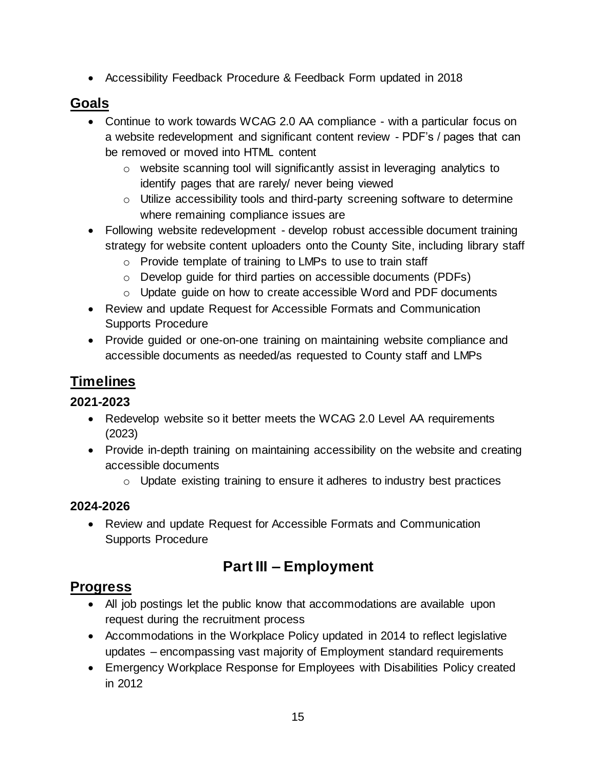- Accessibility Feedback Procedure & Feedback Form updated in 2018

## Goals

- Continue to work towards WCAG 2.0 AA compliance - with a particular focus on a website redevelopment and significant content review - PDF's / pages that can be removed or moved into HTML content
  - website scanning tool will significantly assist in leveraging analytics to identify pages that are rarely/ never being viewed
  - Utilize accessibility tools and third-party screening software to determine where remaining compliance issues are
- Following website redevelopment - develop robust accessible document training strategy for website content uploaders onto the County Site, including library staff
  - Provide template of training to LMPs to use to train staff
  - Develop guide for third parties on accessible documents (PDFs)
  - Update guide on how to create accessible Word and PDF documents
- Review and update Request for Accessible Formats and Communication Supports Procedure
- Provide guided or one-on-one training on maintaining website compliance and accessible documents as needed/as requested to County staff and LMPs

## Timelines

### 2021-2023

- Redevelop website so it better meets the WCAG 2.0 Level AA requirements (2023)
- Provide in-depth training on maintaining accessibility on the website and creating accessible documents
  - Update existing training to ensure it adheres to industry best practices

### 2024-2026

- Review and update Request for Accessible Formats and Communication Supports Procedure

# Part III – Employment

## Progress

- All job postings let the public know that accommodations are available upon request during the recruitment process
- Accommodations in the Workplace Policy updated in 2014 to reflect legislative updates – encompassing vast majority of Employment standard requirements
- Emergency Workplace Response for Employees with Disabilities Policy created in 2012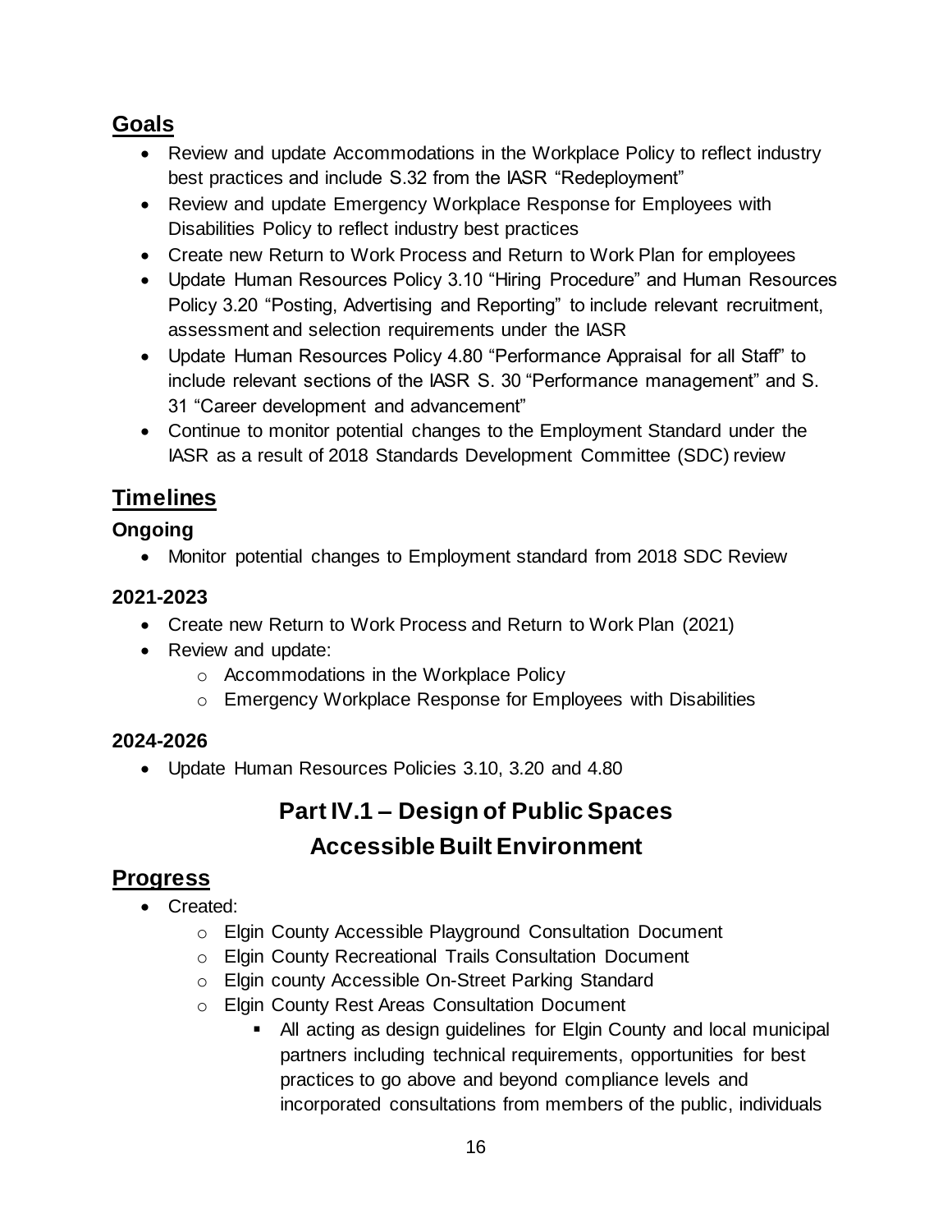## Goals

- Review and update Accommodations in the Workplace Policy to reflect industry best practices and include S.32 from the IASR "Redeployment"
- Review and update Emergency Workplace Response for Employees with Disabilities Policy to reflect industry best practices
- Create new Return to Work Process and Return to Work Plan for employees
- Update Human Resources Policy 3.10 "Hiring Procedure" and Human Resources Policy 3.20 "Posting, Advertising and Reporting" to include relevant recruitment, assessment and selection requirements under the IASR
- Update Human Resources Policy 4.80 "Performance Appraisal for all Staff" to include relevant sections of the IASR S. 30 "Performance management" and S. 31 "Career development and advancement"
- Continue to monitor potential changes to the Employment Standard under the IASR as a result of 2018 Standards Development Committee (SDC) review

## Timelines

### Ongoing

- Monitor potential changes to Employment standard from 2018 SDC Review

### 2021-2023

- Create new Return to Work Process and Return to Work Plan (2021)
- Review and update:
  - Accommodations in the Workplace Policy
  - Emergency Workplace Response for Employees with Disabilities

### 2024-2026

- Update Human Resources Policies 3.10, 3.20 and 4.80

# Part IV.1 – Design of Public Spaces

# Accessible Built Environment

## Progress

- Created:
  - Elgin County Accessible Playground Consultation Document
  - Elgin County Recreational Trails Consultation Document
  - Elgin county Accessible On-Street Parking Standard
  - Elgin County Rest Areas Consultation Document
    - All acting as design guidelines for Elgin County and local municipal partners including technical requirements, opportunities for best practices to go above and beyond compliance levels and incorporated consultations from members of the public, individuals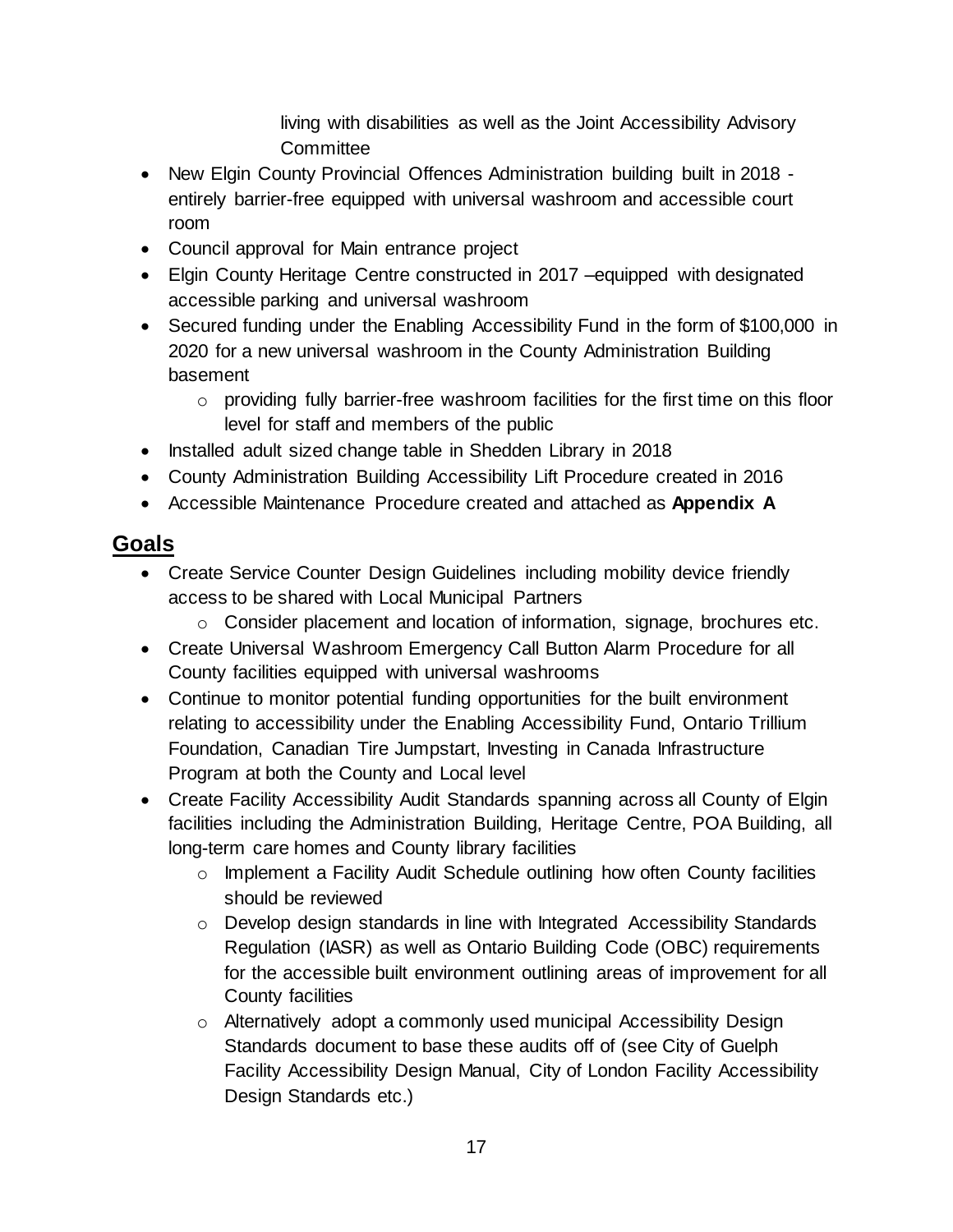living with disabilities as well as the Joint Accessibility Advisory Committee

- New Elgin County Provincial Offences Administration building built in 2018 - entirely barrier-free equipped with universal washroom and accessible court room
- Council approval for Main entrance project
- Elgin County Heritage Centre constructed in 2017 –equipped with designated accessible parking and universal washroom
- Secured funding under the Enabling Accessibility Fund in the form of $100,000 in 2020 for a new universal washroom in the County Administration Building basement
    - providing fully barrier-free washroom facilities for the first time on this floor level for staff and members of the public
- Installed adult sized change table in Shedden Library in 2018
- County Administration Building Accessibility Lift Procedure created in 2016
- Accessible Maintenance Procedure created and attached as **Appendix A**

## Goals

- Create Service Counter Design Guidelines including mobility device friendly access to be shared with Local Municipal Partners
    - Consider placement and location of information, signage, brochures etc.
- Create Universal Washroom Emergency Call Button Alarm Procedure for all County facilities equipped with universal washrooms
- Continue to monitor potential funding opportunities for the built environment relating to accessibility under the Enabling Accessibility Fund, Ontario Trillium Foundation, Canadian Tire Jumpstart, Investing in Canada Infrastructure Program at both the County and Local level
- Create Facility Accessibility Audit Standards spanning across all County of Elgin facilities including the Administration Building, Heritage Centre, POA Building, all long-term care homes and County library facilities
    - Implement a Facility Audit Schedule outlining how often County facilities should be reviewed
    - Develop design standards in line with Integrated Accessibility Standards Regulation (IASR) as well as Ontario Building Code (OBC) requirements for the accessible built environment outlining areas of improvement for all County facilities
    - Alternatively adopt a commonly used municipal Accessibility Design Standards document to base these audits off of (see City of Guelph Facility Accessibility Design Manual, City of London Facility Accessibility Design Standards etc.)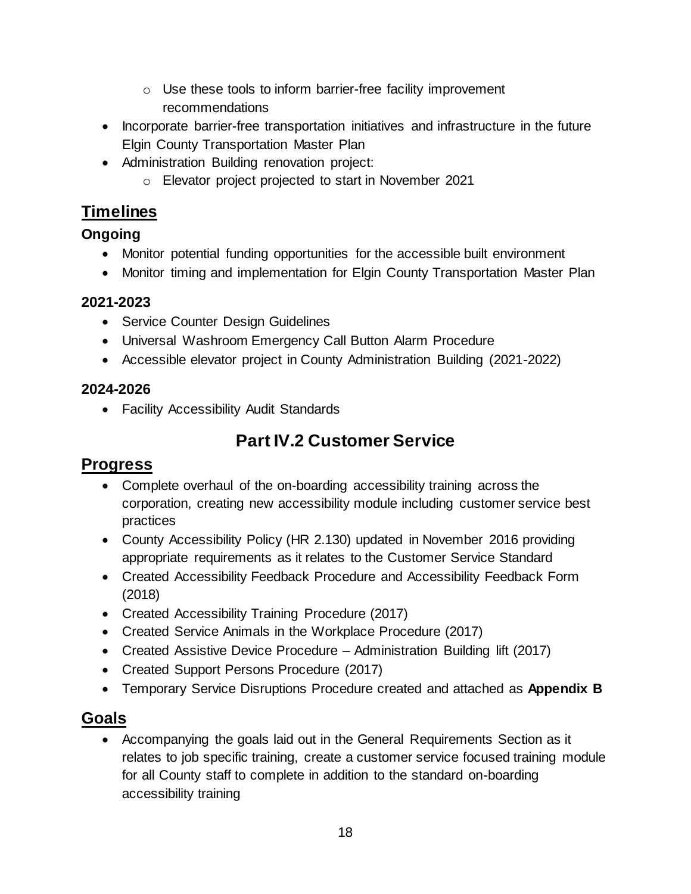- Use these tools to inform barrier-free facility improvement recommendations
- Incorporate barrier-free transportation initiatives and infrastructure in the future Elgin County Transportation Master Plan
- Administration Building renovation project:
    - Elevator project projected to start in November 2021

## Timelines

### Ongoing

- Monitor potential funding opportunities for the accessible built environment
- Monitor timing and implementation for Elgin County Transportation Master Plan

### 2021-2023

- Service Counter Design Guidelines
- Universal Washroom Emergency Call Button Alarm Procedure
- Accessible elevator project in County Administration Building (2021-2022)

### 2024-2026

- Facility Accessibility Audit Standards

# Part IV.2 Customer Service

## Progress

- Complete overhaul of the on-boarding accessibility training across the corporation, creating new accessibility module including customer service best practices
- County Accessibility Policy (HR 2.130) updated in November 2016 providing appropriate requirements as it relates to the Customer Service Standard
- Created Accessibility Feedback Procedure and Accessibility Feedback Form (2018)
- Created Accessibility Training Procedure (2017)
- Created Service Animals in the Workplace Procedure (2017)
- Created Assistive Device Procedure – Administration Building lift (2017)
- Created Support Persons Procedure (2017)
- Temporary Service Disruptions Procedure created and attached as **Appendix B**

## Goals

- Accompanying the goals laid out in the General Requirements Section as it relates to job specific training, create a customer service focused training module for all County staff to complete in addition to the standard on-boarding accessibility training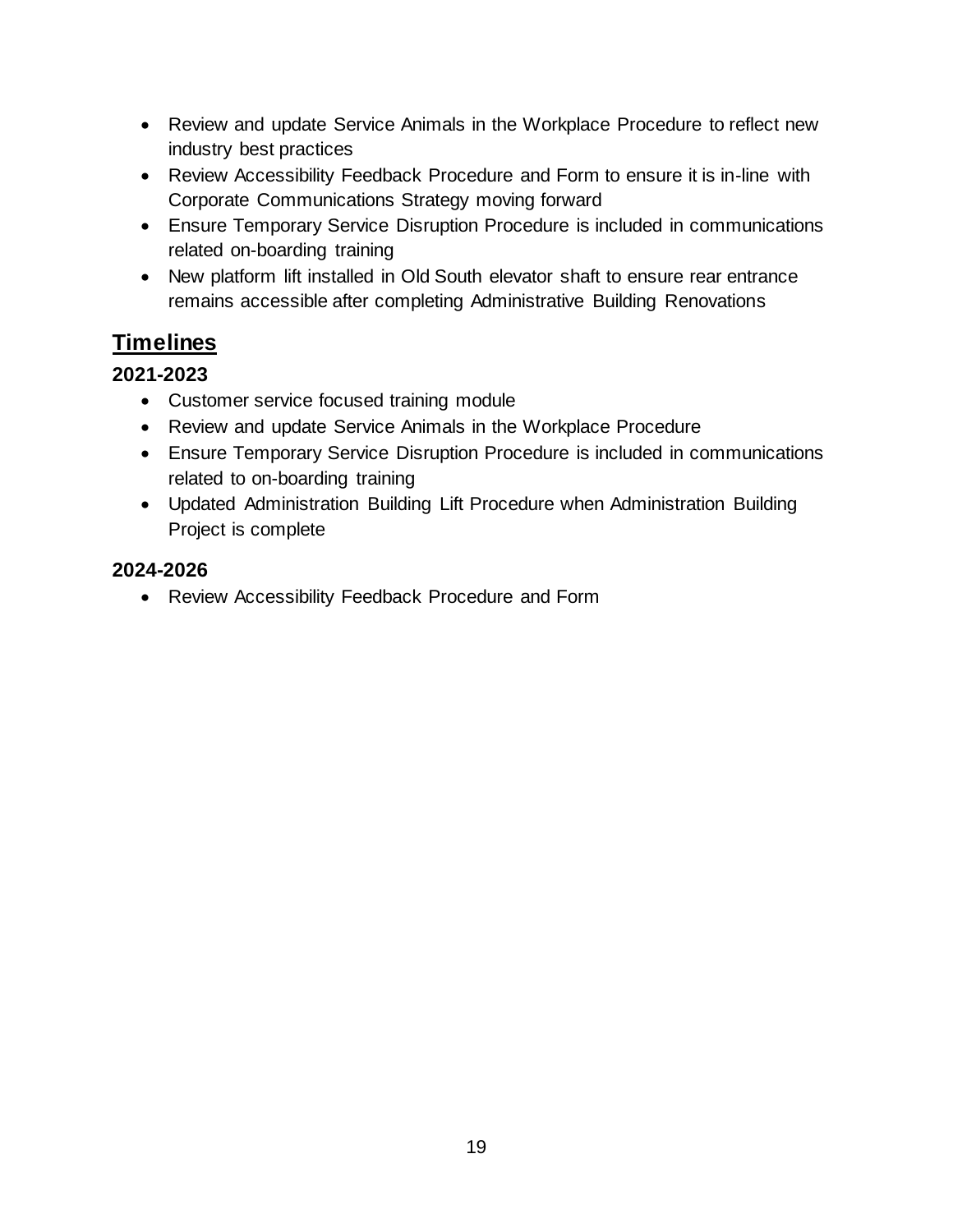- Review and update Service Animals in the Workplace Procedure to reflect new industry best practices
- Review Accessibility Feedback Procedure and Form to ensure it is in-line with Corporate Communications Strategy moving forward
- Ensure Temporary Service Disruption Procedure is included in communications related on-boarding training
- New platform lift installed in Old South elevator shaft to ensure rear entrance remains accessible after completing Administrative Building Renovations

## Timelines

### 2021-2023

- Customer service focused training module
- Review and update Service Animals in the Workplace Procedure
- Ensure Temporary Service Disruption Procedure is included in communications related to on-boarding training
- Updated Administration Building Lift Procedure when Administration Building Project is complete

### 2024-2026

- Review Accessibility Feedback Procedure and Form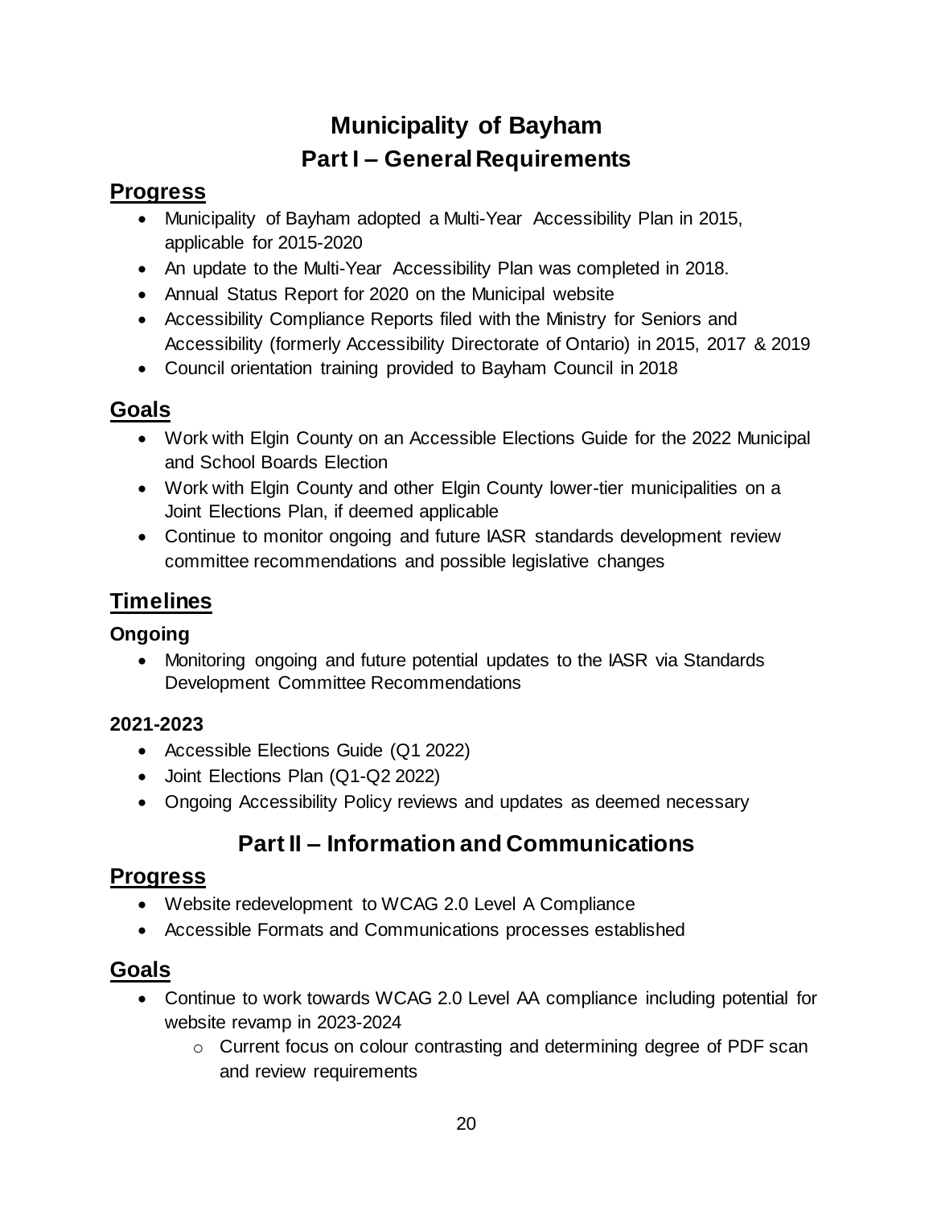# Municipality of Bayham

## Part I – General Requirements

### Progress

- Municipality of Bayham adopted a Multi-Year Accessibility Plan in 2015, applicable for 2015-2020
- An update to the Multi-Year Accessibility Plan was completed in 2018.
- Annual Status Report for 2020 on the Municipal website
- Accessibility Compliance Reports filed with the Ministry for Seniors and Accessibility (formerly Accessibility Directorate of Ontario) in 2015, 2017 & 2019
- Council orientation training provided to Bayham Council in 2018

### Goals

- Work with Elgin County on an Accessible Elections Guide for the 2022 Municipal and School Boards Election
- Work with Elgin County and other Elgin County lower-tier municipalities on a Joint Elections Plan, if deemed applicable
- Continue to monitor ongoing and future IASR standards development review committee recommendations and possible legislative changes

### Timelines

**Ongoing**

- Monitoring ongoing and future potential updates to the IASR via Standards Development Committee Recommendations

**2021-2023**

- Accessible Elections Guide (Q1 2022)
- Joint Elections Plan (Q1-Q2 2022)
- Ongoing Accessibility Policy reviews and updates as deemed necessary

## Part II – Information and Communications

### Progress

- Website redevelopment to WCAG 2.0 Level A Compliance
- Accessible Formats and Communications processes established

### Goals

- Continue to work towards WCAG 2.0 Level AA compliance including potential for website revamp in 2023-2024
  - Current focus on colour contrasting and determining degree of PDF scan and review requirements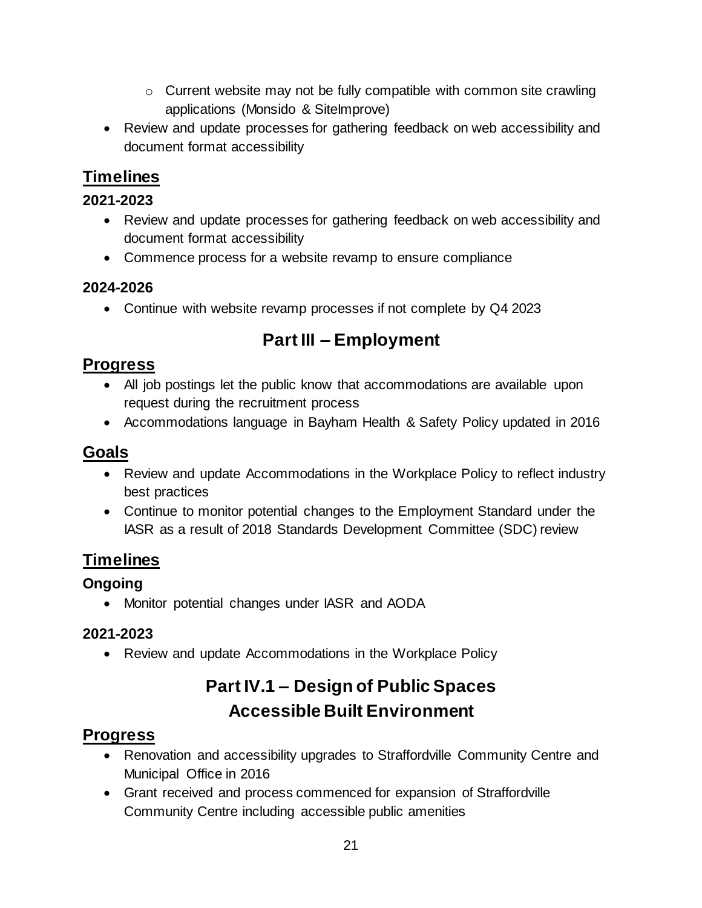- Current website may not be fully compatible with common site crawling applications (Monsido & SiteImprove)
- Review and update processes for gathering feedback on web accessibility and document format accessibility

## Timelines

**2021-2023**

- Review and update processes for gathering feedback on web accessibility and document format accessibility
- Commence process for a website revamp to ensure compliance

**2024-2026**

- Continue with website revamp processes if not complete by Q4 2023

# Part III – Employment

## Progress

- All job postings let the public know that accommodations are available upon request during the recruitment process
- Accommodations language in Bayham Health & Safety Policy updated in 2016

## Goals

- Review and update Accommodations in the Workplace Policy to reflect industry best practices
- Continue to monitor potential changes to the Employment Standard under the IASR as a result of 2018 Standards Development Committee (SDC) review

## Timelines

**Ongoing**

- Monitor potential changes under IASR and AODA

**2021-2023**

- Review and update Accommodations in the Workplace Policy

# Part IV.1 – Design of Public Spaces Accessible Built Environment

## Progress

- Renovation and accessibility upgrades to Straffordville Community Centre and Municipal Office in 2016
- Grant received and process commenced for expansion of Straffordville Community Centre including accessible public amenities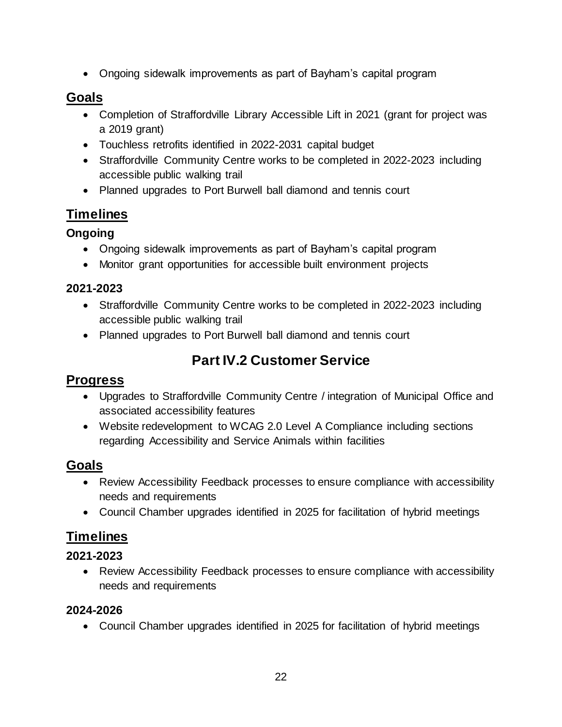- Ongoing sidewalk improvements as part of Bayham's capital program

## Goals

- Completion of Straffordville Library Accessible Lift in 2021 (grant for project was a 2019 grant)
- Touchless retrofits identified in 2022-2031 capital budget
- Straffordville Community Centre works to be completed in 2022-2023 including accessible public walking trail
- Planned upgrades to Port Burwell ball diamond and tennis court

## Timelines

### Ongoing

- Ongoing sidewalk improvements as part of Bayham's capital program
- Monitor grant opportunities for accessible built environment projects

### 2021-2023

- Straffordville Community Centre works to be completed in 2022-2023 including accessible public walking trail
- Planned upgrades to Port Burwell ball diamond and tennis court

# Part IV.2 Customer Service

## Progress

- Upgrades to Straffordville Community Centre / integration of Municipal Office and associated accessibility features
- Website redevelopment to WCAG 2.0 Level A Compliance including sections regarding Accessibility and Service Animals within facilities

## Goals

- Review Accessibility Feedback processes to ensure compliance with accessibility needs and requirements
- Council Chamber upgrades identified in 2025 for facilitation of hybrid meetings

## Timelines

### 2021-2023

- Review Accessibility Feedback processes to ensure compliance with accessibility needs and requirements

### 2024-2026

- Council Chamber upgrades identified in 2025 for facilitation of hybrid meetings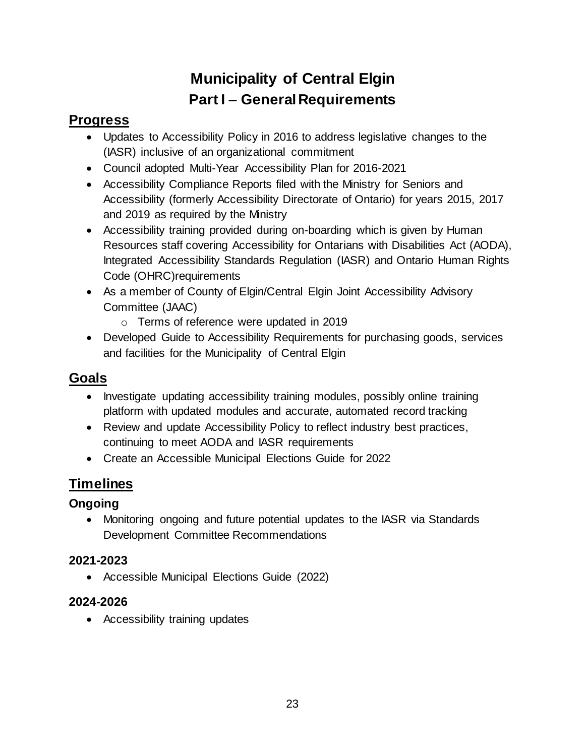# Municipality of Central Elgin

## Part I – General Requirements

### Progress

- Updates to Accessibility Policy in 2016 to address legislative changes to the (IASR) inclusive of an organizational commitment
- Council adopted Multi-Year Accessibility Plan for 2016-2021
- Accessibility Compliance Reports filed with the Ministry for Seniors and Accessibility (formerly Accessibility Directorate of Ontario) for years 2015, 2017 and 2019 as required by the Ministry
- Accessibility training provided during on-boarding which is given by Human Resources staff covering Accessibility for Ontarians with Disabilities Act (AODA), Integrated Accessibility Standards Regulation (IASR) and Ontario Human Rights Code (OHRC)requirements
- As a member of County of Elgin/Central Elgin Joint Accessibility Advisory Committee (JAAC)
  - Terms of reference were updated in 2019
- Developed Guide to Accessibility Requirements for purchasing goods, services and facilities for the Municipality of Central Elgin

### Goals

- Investigate updating accessibility training modules, possibly online training platform with updated modules and accurate, automated record tracking
- Review and update Accessibility Policy to reflect industry best practices, continuing to meet AODA and IASR requirements
- Create an Accessible Municipal Elections Guide for 2022

### Timelines

#### Ongoing

- Monitoring ongoing and future potential updates to the IASR via Standards Development Committee Recommendations

#### 2021-2023

- Accessible Municipal Elections Guide (2022)

#### 2024-2026

- Accessibility training updates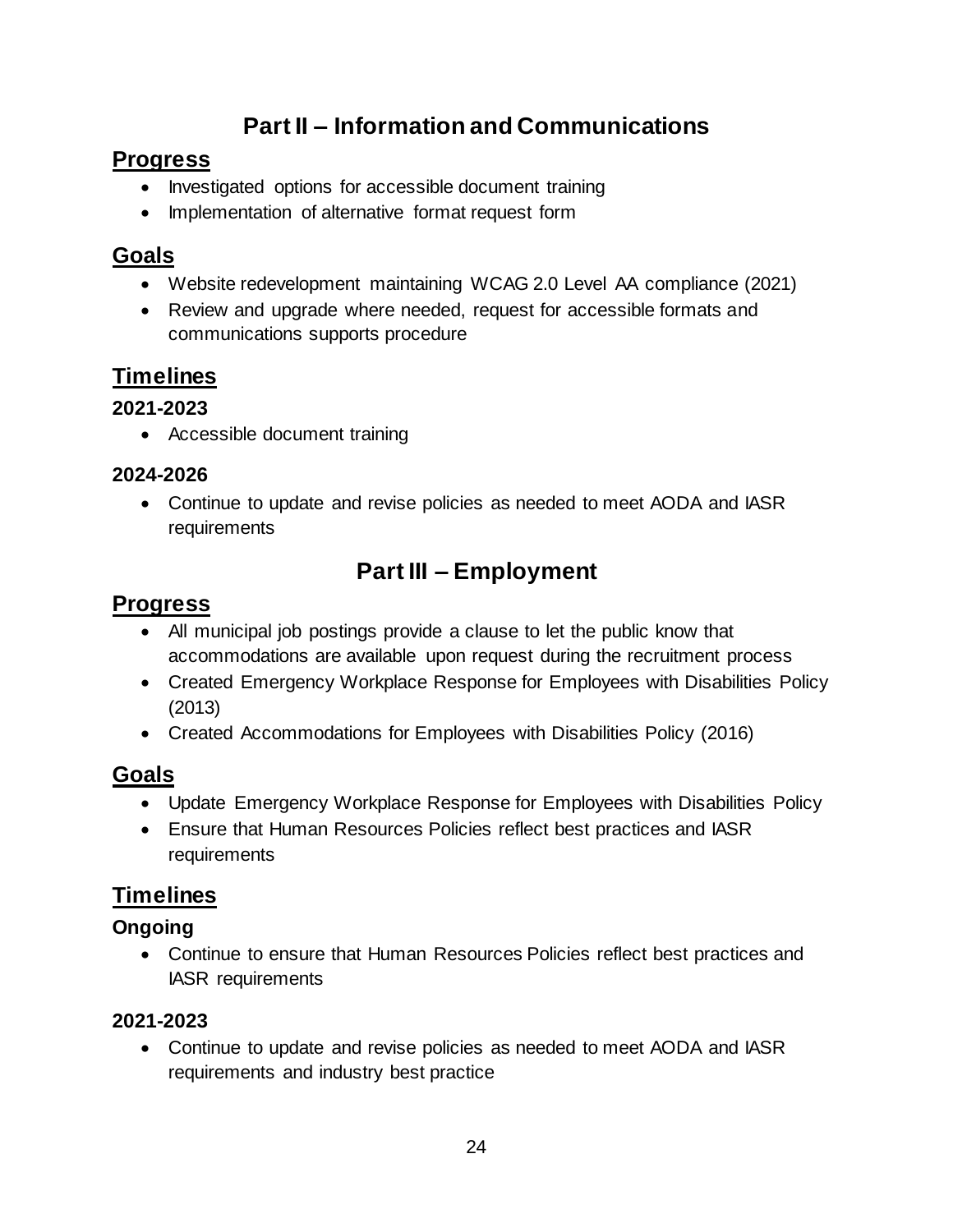# Part II – Information and Communications

## Progress

- Investigated options for accessible document training
- Implementation of alternative format request form

## Goals

- Website redevelopment maintaining WCAG 2.0 Level AA compliance (2021)
- Review and upgrade where needed, request for accessible formats and communications supports procedure

## Timelines

### 2021-2023

- Accessible document training

### 2024-2026

- Continue to update and revise policies as needed to meet AODA and IASR requirements

# Part III – Employment

## Progress

- All municipal job postings provide a clause to let the public know that accommodations are available upon request during the recruitment process
- Created Emergency Workplace Response for Employees with Disabilities Policy (2013)
- Created Accommodations for Employees with Disabilities Policy (2016)

## Goals

- Update Emergency Workplace Response for Employees with Disabilities Policy
- Ensure that Human Resources Policies reflect best practices and IASR requirements

## Timelines

### Ongoing

- Continue to ensure that Human Resources Policies reflect best practices and IASR requirements

### 2021-2023

- Continue to update and revise policies as needed to meet AODA and IASR requirements and industry best practice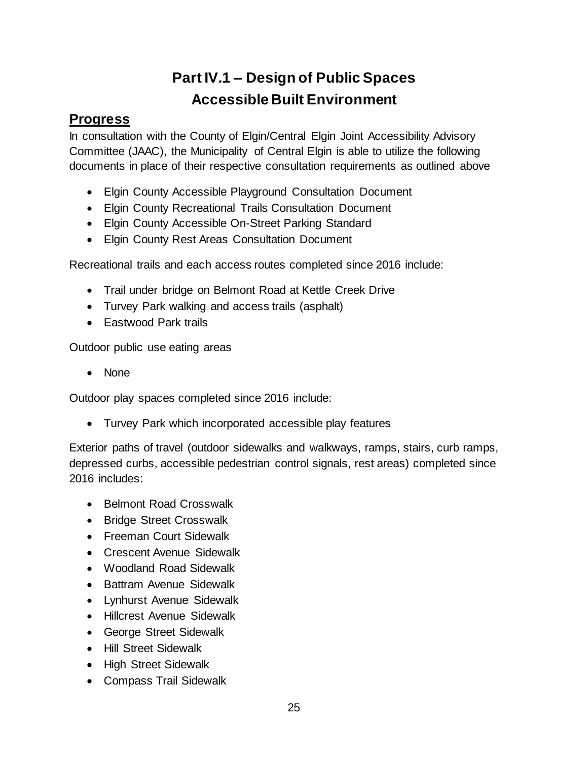# Part IV.1 – Design of Public Spaces
# Accessible Built Environment

## Progress

In consultation with the County of Elgin/Central Elgin Joint Accessibility Advisory Committee (JAAC), the Municipality of Central Elgin is able to utilize the following documents in place of their respective consultation requirements as outlined above

- Elgin County Accessible Playground Consultation Document
- Elgin County Recreational Trails Consultation Document
- Elgin County Accessible On-Street Parking Standard
- Elgin County Rest Areas Consultation Document

Recreational trails and each access routes completed since 2016 include:

- Trail under bridge on Belmont Road at Kettle Creek Drive
- Turvey Park walking and access trails (asphalt)
- Eastwood Park trails

Outdoor public use eating areas

- None

Outdoor play spaces completed since 2016 include:

- Turvey Park which incorporated accessible play features

Exterior paths of travel (outdoor sidewalks and walkways, ramps, stairs, curb ramps, depressed curbs, accessible pedestrian control signals, rest areas) completed since 2016 includes:

- Belmont Road Crosswalk
- Bridge Street Crosswalk
- Freeman Court Sidewalk
- Crescent Avenue Sidewalk
- Woodland Road Sidewalk
- Battram Avenue Sidewalk
- Lynhurst Avenue Sidewalk
- Hillcrest Avenue Sidewalk
- George Street Sidewalk
- Hill Street Sidewalk
- High Street Sidewalk
- Compass Trail Sidewalk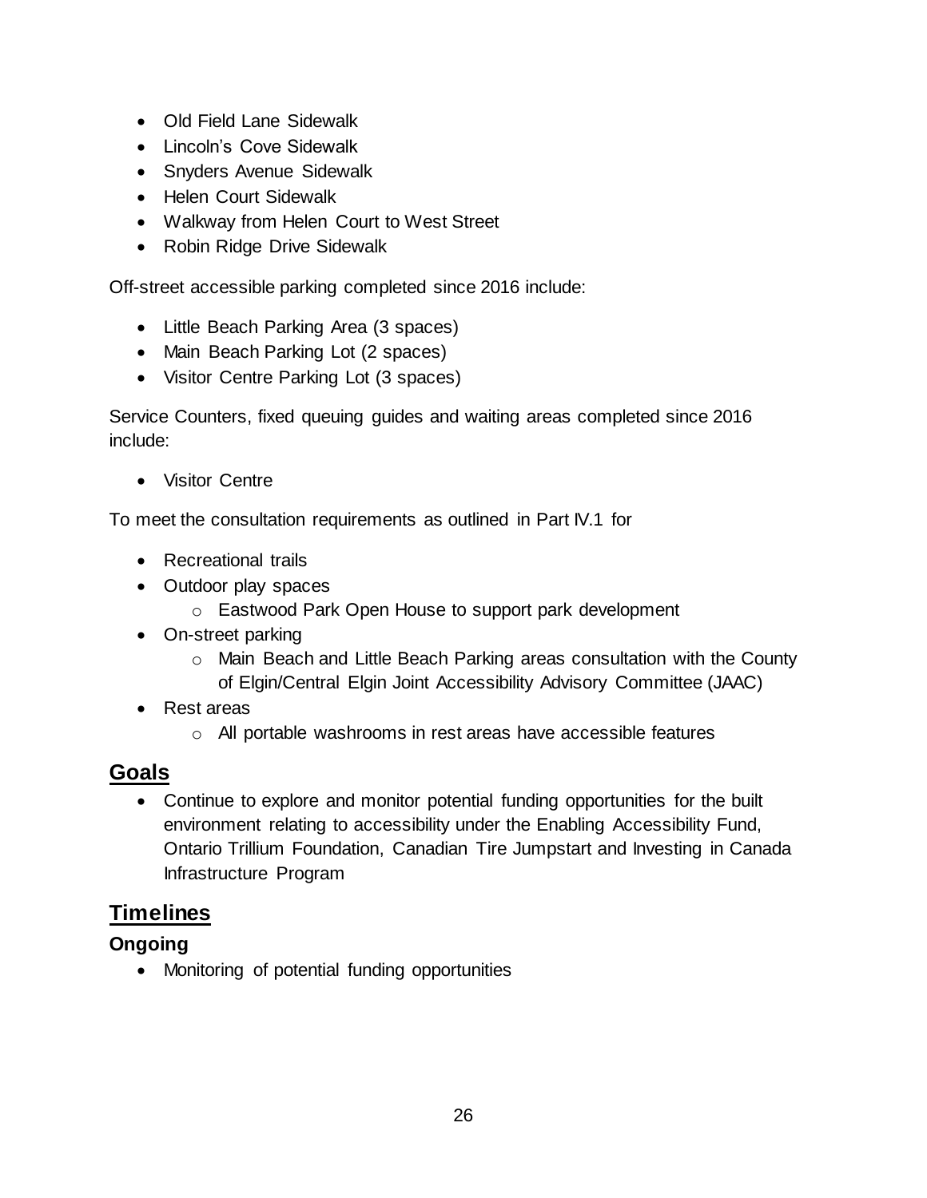- Old Field Lane Sidewalk
- Lincoln's Cove Sidewalk
- Snyders Avenue Sidewalk
- Helen Court Sidewalk
- Walkway from Helen Court to West Street
- Robin Ridge Drive Sidewalk

Off-street accessible parking completed since 2016 include:

- Little Beach Parking Area (3 spaces)
- Main Beach Parking Lot (2 spaces)
- Visitor Centre Parking Lot (3 spaces)

Service Counters, fixed queuing guides and waiting areas completed since 2016 include:

- Visitor Centre

To meet the consultation requirements as outlined in Part IV.1 for

- Recreational trails
- Outdoor play spaces
  - Eastwood Park Open House to support park development
- On-street parking
  - Main Beach and Little Beach Parking areas consultation with the County of Elgin/Central Elgin Joint Accessibility Advisory Committee (JAAC)
- Rest areas
  - All portable washrooms in rest areas have accessible features

## Goals

- Continue to explore and monitor potential funding opportunities for the built environment relating to accessibility under the Enabling Accessibility Fund, Ontario Trillium Foundation, Canadian Tire Jumpstart and Investing in Canada Infrastructure Program

## Timelines

### Ongoing

- Monitoring of potential funding opportunities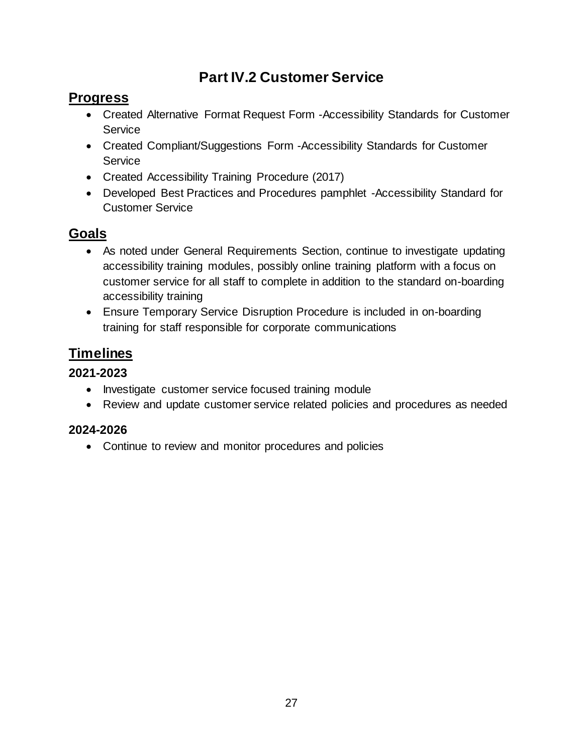# Part IV.2 Customer Service

## Progress

- Created Alternative Format Request Form -Accessibility Standards for Customer Service
- Created Compliant/Suggestions Form -Accessibility Standards for Customer Service
- Created Accessibility Training Procedure (2017)
- Developed Best Practices and Procedures pamphlet -Accessibility Standard for Customer Service

## Goals

- As noted under General Requirements Section, continue to investigate updating accessibility training modules, possibly online training platform with a focus on customer service for all staff to complete in addition to the standard on-boarding accessibility training
- Ensure Temporary Service Disruption Procedure is included in on-boarding training for staff responsible for corporate communications

## Timelines

### 2021-2023

- Investigate customer service focused training module
- Review and update customer service related policies and procedures as needed

### 2024-2026

- Continue to review and monitor procedures and policies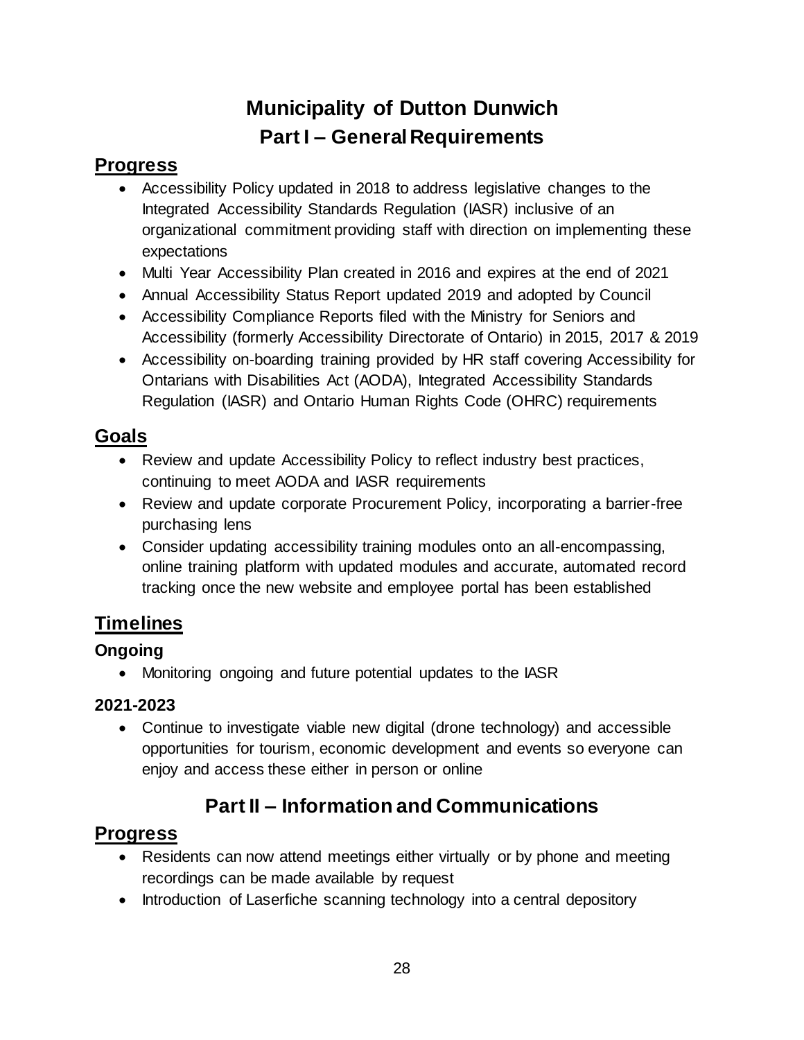# Municipality of Dutton Dunwich

## Part I – General Requirements

### Progress

- Accessibility Policy updated in 2018 to address legislative changes to the Integrated Accessibility Standards Regulation (IASR) inclusive of an organizational commitment providing staff with direction on implementing these expectations
- Multi Year Accessibility Plan created in 2016 and expires at the end of 2021
- Annual Accessibility Status Report updated 2019 and adopted by Council
- Accessibility Compliance Reports filed with the Ministry for Seniors and Accessibility (formerly Accessibility Directorate of Ontario) in 2015, 2017 & 2019
- Accessibility on-boarding training provided by HR staff covering Accessibility for Ontarians with Disabilities Act (AODA), Integrated Accessibility Standards Regulation (IASR) and Ontario Human Rights Code (OHRC) requirements

### Goals

- Review and update Accessibility Policy to reflect industry best practices, continuing to meet AODA and IASR requirements
- Review and update corporate Procurement Policy, incorporating a barrier-free purchasing lens
- Consider updating accessibility training modules onto an all-encompassing, online training platform with updated modules and accurate, automated record tracking once the new website and employee portal has been established

### Timelines

#### Ongoing

- Monitoring ongoing and future potential updates to the IASR

#### 2021-2023

- Continue to investigate viable new digital (drone technology) and accessible opportunities for tourism, economic development and events so everyone can enjoy and access these either in person or online

## Part II – Information and Communications

### Progress

- Residents can now attend meetings either virtually or by phone and meeting recordings can be made available by request
- Introduction of Laserfiche scanning technology into a central depository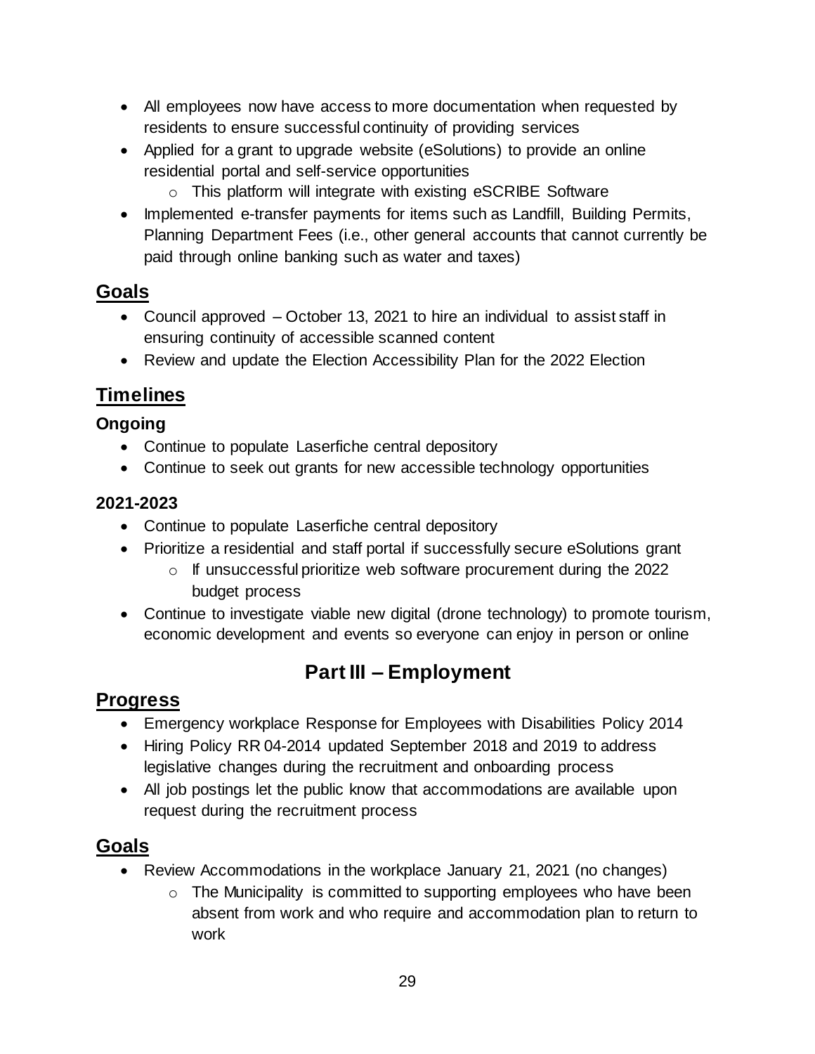- All employees now have access to more documentation when requested by residents to ensure successful continuity of providing services
- Applied for a grant to upgrade website (eSolutions) to provide an online residential portal and self-service opportunities
  - This platform will integrate with existing eSCRIBE Software
- Implemented e-transfer payments for items such as Landfill, Building Permits, Planning Department Fees (i.e., other general accounts that cannot currently be paid through online banking such as water and taxes)

## Goals

- Council approved – October 13, 2021 to hire an individual to assist staff in ensuring continuity of accessible scanned content
- Review and update the Election Accessibility Plan for the 2022 Election

## Timelines

### Ongoing

- Continue to populate Laserfiche central depository
- Continue to seek out grants for new accessible technology opportunities

### 2021-2023

- Continue to populate Laserfiche central depository
- Prioritize a residential and staff portal if successfully secure eSolutions grant
  - If unsuccessful prioritize web software procurement during the 2022 budget process
- Continue to investigate viable new digital (drone technology) to promote tourism, economic development and events so everyone can enjoy in person or online

# Part III – Employment

## Progress

- Emergency workplace Response for Employees with Disabilities Policy 2014
- Hiring Policy RR 04-2014 updated September 2018 and 2019 to address legislative changes during the recruitment and onboarding process
- All job postings let the public know that accommodations are available upon request during the recruitment process

## Goals

- Review Accommodations in the workplace January 21, 2021 (no changes)
  - The Municipality is committed to supporting employees who have been absent from work and who require and accommodation plan to return to work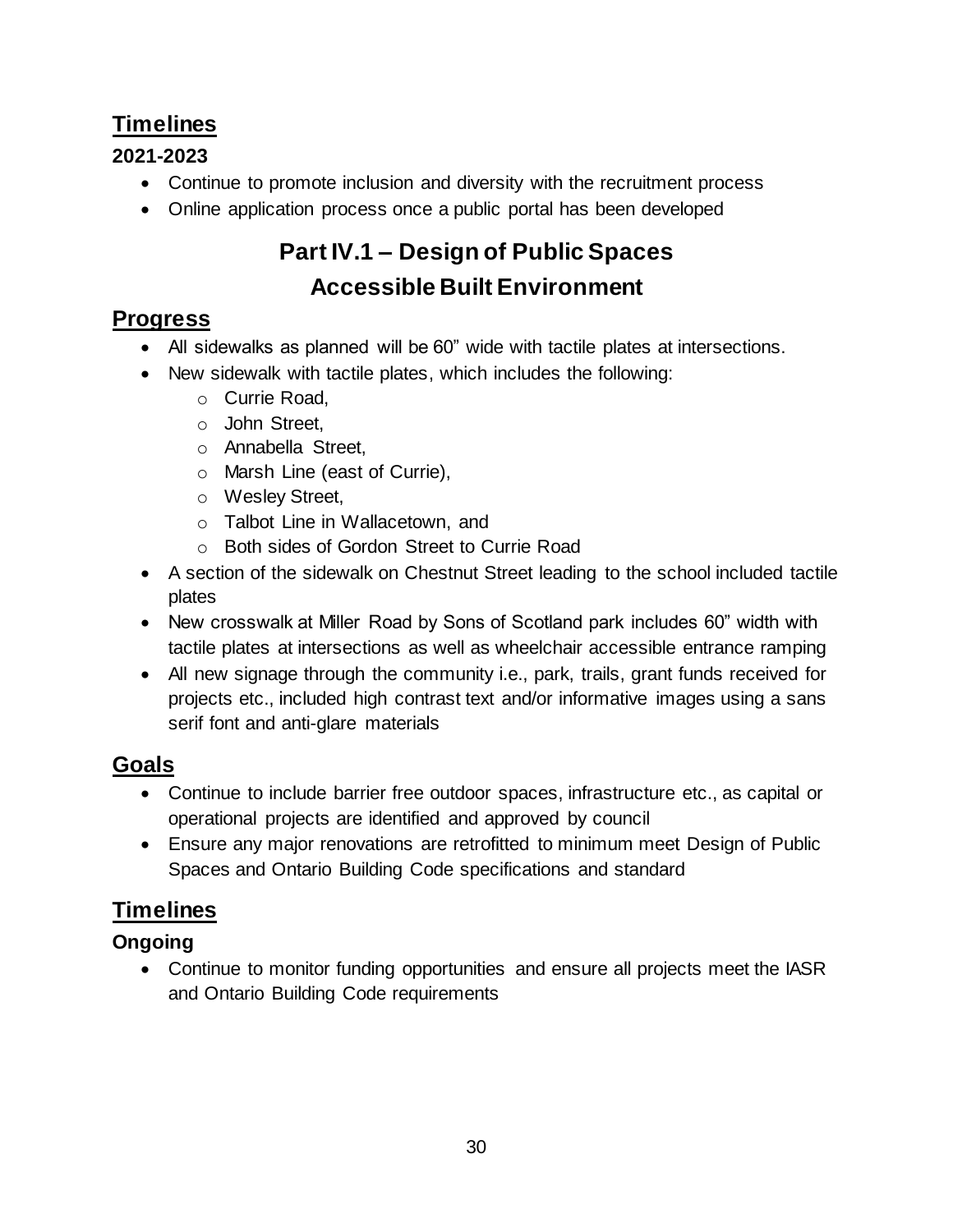## Timelines

### 2021-2023

- Continue to promote inclusion and diversity with the recruitment process
- Online application process once a public portal has been developed

# Part IV.1 – Design of Public Spaces

# Accessible Built Environment

## Progress

- All sidewalks as planned will be 60" wide with tactile plates at intersections.
- New sidewalk with tactile plates, which includes the following:
  - Currie Road,
  - John Street,
  - Annabella Street,
  - Marsh Line (east of Currie),
  - Wesley Street,
  - Talbot Line in Wallacetown, and
  - Both sides of Gordon Street to Currie Road
- A section of the sidewalk on Chestnut Street leading to the school included tactile plates
- New crosswalk at Miller Road by Sons of Scotland park includes 60" width with tactile plates at intersections as well as wheelchair accessible entrance ramping
- All new signage through the community i.e., park, trails, grant funds received for projects etc., included high contrast text and/or informative images using a sans serif font and anti-glare materials

## Goals

- Continue to include barrier free outdoor spaces, infrastructure etc., as capital or operational projects are identified and approved by council
- Ensure any major renovations are retrofitted to minimum meet Design of Public Spaces and Ontario Building Code specifications and standard

## Timelines

### Ongoing

- Continue to monitor funding opportunities and ensure all projects meet the IASR and Ontario Building Code requirements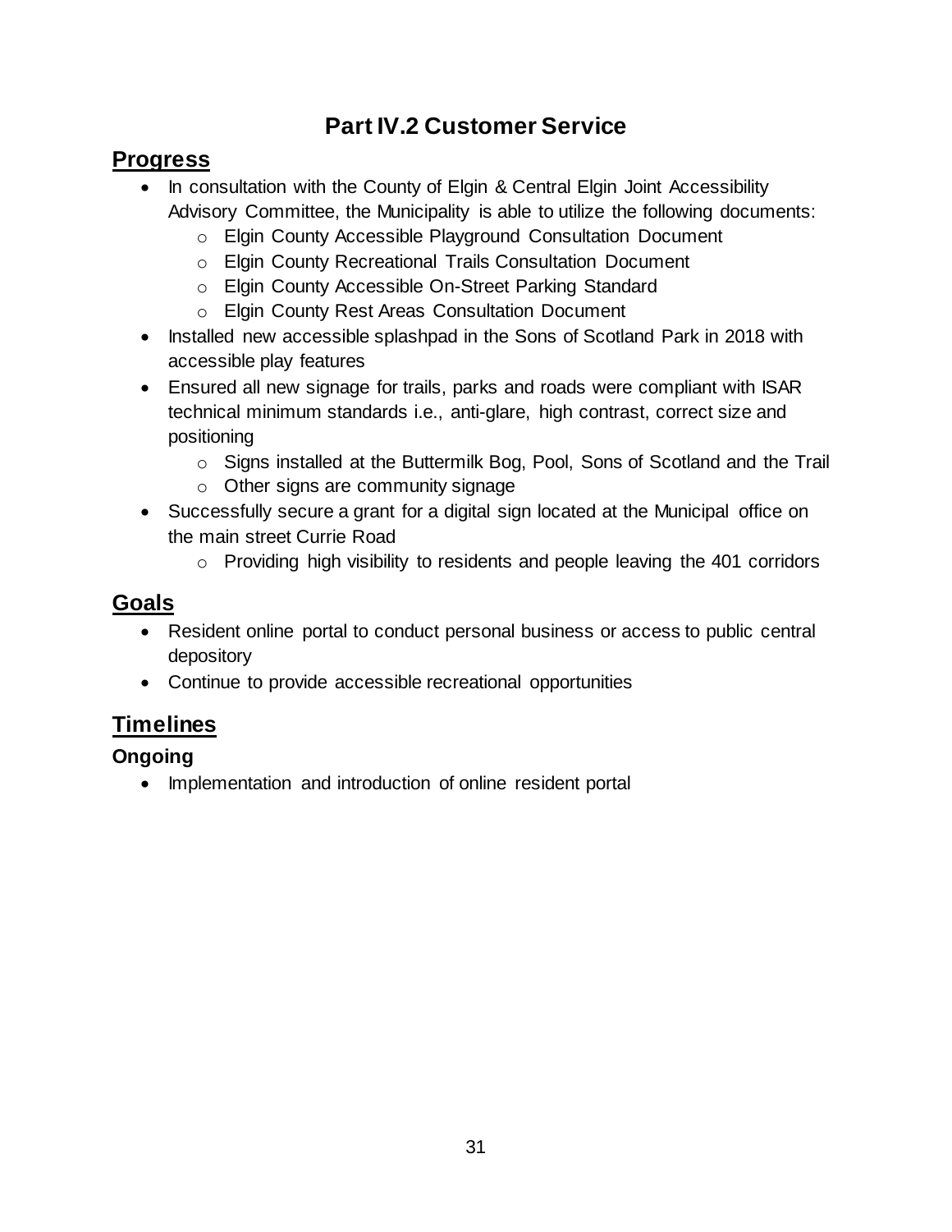# Part IV.2 Customer Service

## Progress

- In consultation with the County of Elgin & Central Elgin Joint Accessibility Advisory Committee, the Municipality is able to utilize the following documents:
  - Elgin County Accessible Playground Consultation Document
  - Elgin County Recreational Trails Consultation Document
  - Elgin County Accessible On-Street Parking Standard
  - Elgin County Rest Areas Consultation Document
- Installed new accessible splashpad in the Sons of Scotland Park in 2018 with accessible play features
- Ensured all new signage for trails, parks and roads were compliant with ISAR technical minimum standards i.e., anti-glare, high contrast, correct size and positioning
  - Signs installed at the Buttermilk Bog, Pool, Sons of Scotland and the Trail
  - Other signs are community signage
- Successfully secure a grant for a digital sign located at the Municipal office on the main street Currie Road
  - Providing high visibility to residents and people leaving the 401 corridors

## Goals

- Resident online portal to conduct personal business or access to public central depository
- Continue to provide accessible recreational opportunities

## Timelines

### Ongoing

- Implementation and introduction of online resident portal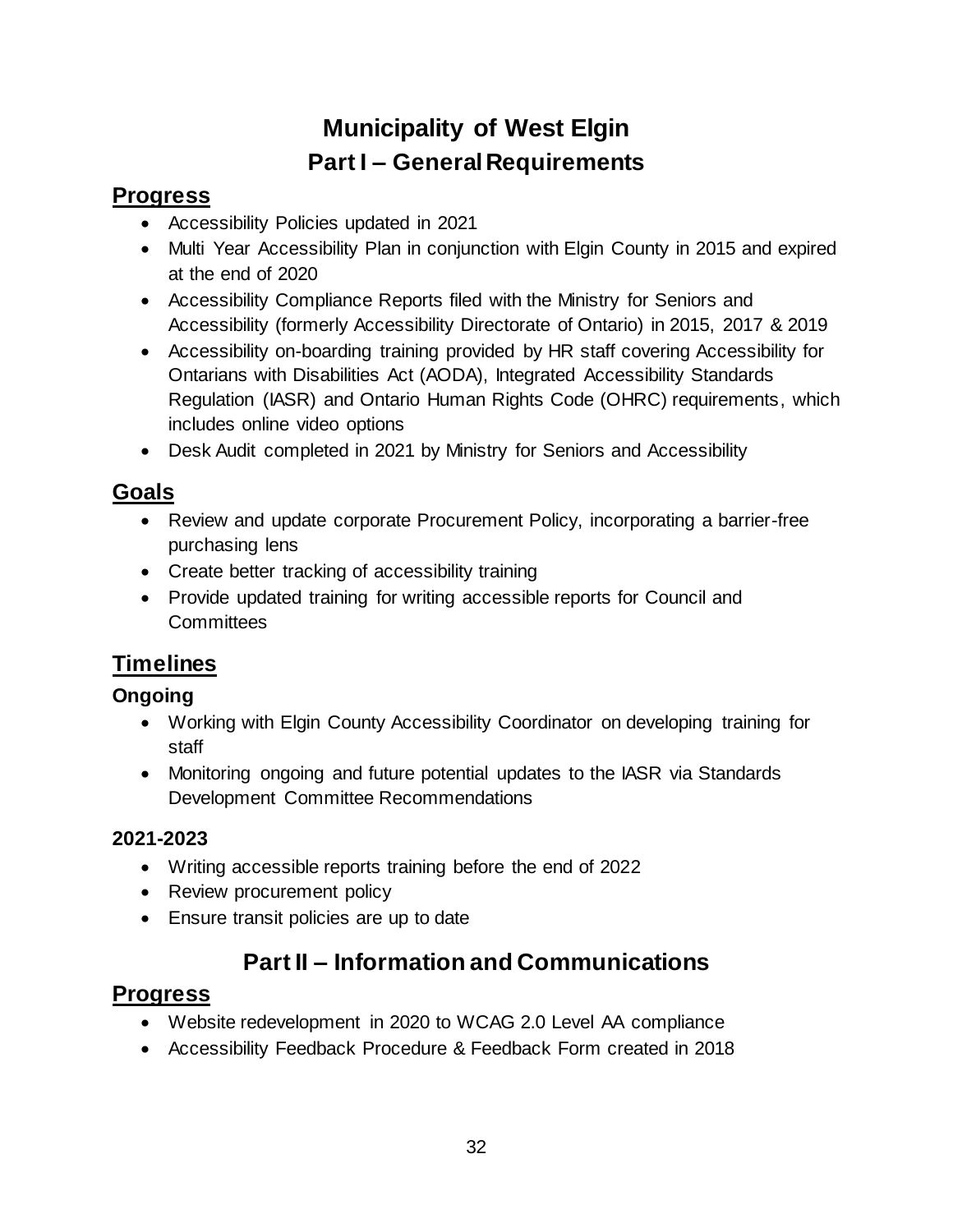# Municipality of West Elgin

## Part I – General Requirements

### Progress

- Accessibility Policies updated in 2021
- Multi Year Accessibility Plan in conjunction with Elgin County in 2015 and expired at the end of 2020
- Accessibility Compliance Reports filed with the Ministry for Seniors and Accessibility (formerly Accessibility Directorate of Ontario) in 2015, 2017 & 2019
- Accessibility on-boarding training provided by HR staff covering Accessibility for Ontarians with Disabilities Act (AODA), Integrated Accessibility Standards Regulation (IASR) and Ontario Human Rights Code (OHRC) requirements, which includes online video options
- Desk Audit completed in 2021 by Ministry for Seniors and Accessibility

### Goals

- Review and update corporate Procurement Policy, incorporating a barrier-free purchasing lens
- Create better tracking of accessibility training
- Provide updated training for writing accessible reports for Council and Committees

### Timelines

#### Ongoing

- Working with Elgin County Accessibility Coordinator on developing training for staff
- Monitoring ongoing and future potential updates to the IASR via Standards Development Committee Recommendations

#### 2021-2023

- Writing accessible reports training before the end of 2022
- Review procurement policy
- Ensure transit policies are up to date

## Part II – Information and Communications

### Progress

- Website redevelopment in 2020 to WCAG 2.0 Level AA compliance
- Accessibility Feedback Procedure & Feedback Form created in 2018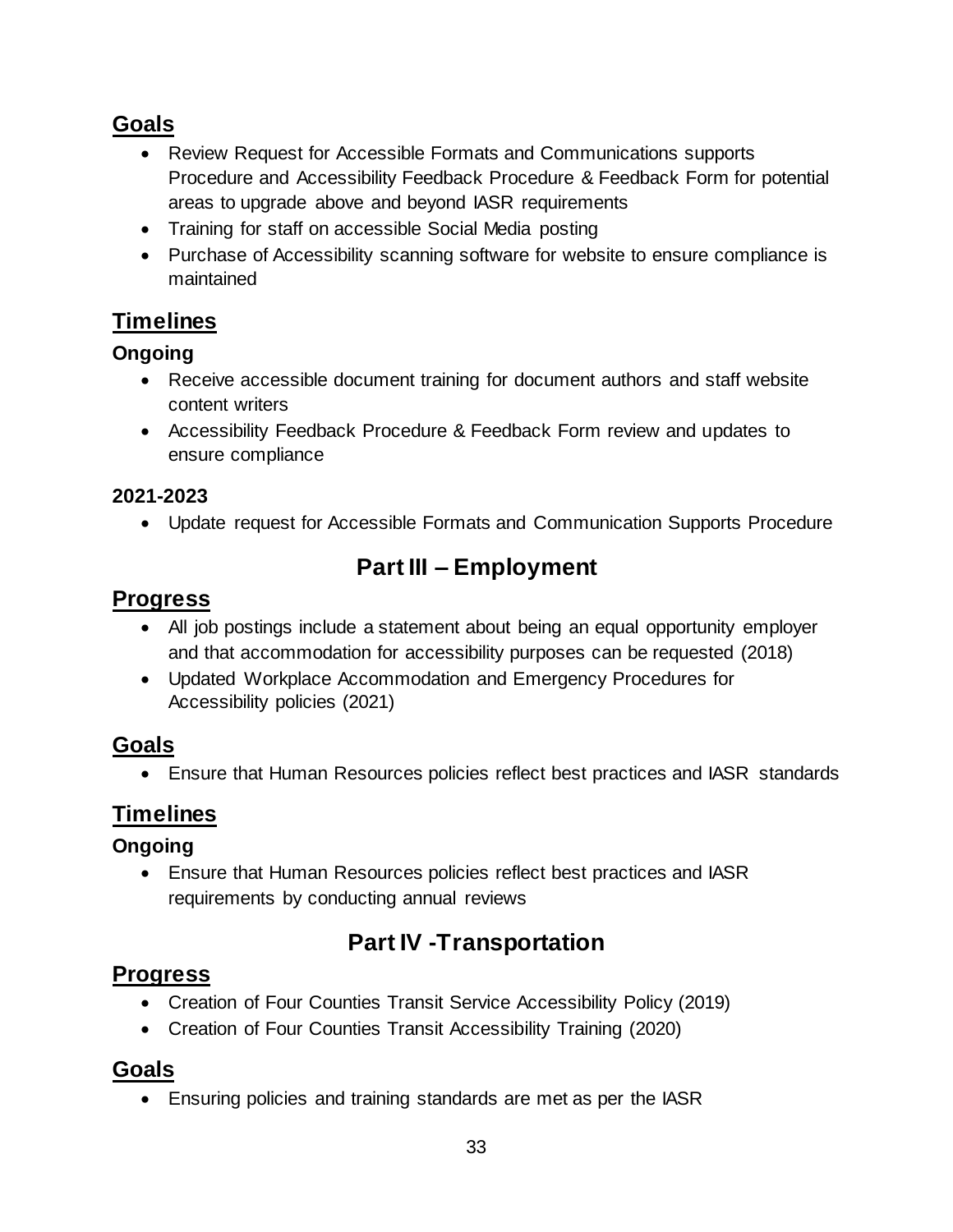## Goals

- Review Request for Accessible Formats and Communications supports Procedure and Accessibility Feedback Procedure & Feedback Form for potential areas to upgrade above and beyond IASR requirements
- Training for staff on accessible Social Media posting
- Purchase of Accessibility scanning software for website to ensure compliance is maintained

## Timelines

### Ongoing

- Receive accessible document training for document authors and staff website content writers
- Accessibility Feedback Procedure & Feedback Form review and updates to ensure compliance

### 2021-2023

- Update request for Accessible Formats and Communication Supports Procedure

# Part III – Employment

## Progress

- All job postings include a statement about being an equal opportunity employer and that accommodation for accessibility purposes can be requested (2018)
- Updated Workplace Accommodation and Emergency Procedures for Accessibility policies (2021)

## Goals

- Ensure that Human Resources policies reflect best practices and IASR standards

## Timelines

### Ongoing

- Ensure that Human Resources policies reflect best practices and IASR requirements by conducting annual reviews

# Part IV -Transportation

## Progress

- Creation of Four Counties Transit Service Accessibility Policy (2019)
- Creation of Four Counties Transit Accessibility Training (2020)

## Goals

- Ensuring policies and training standards are met as per the IASR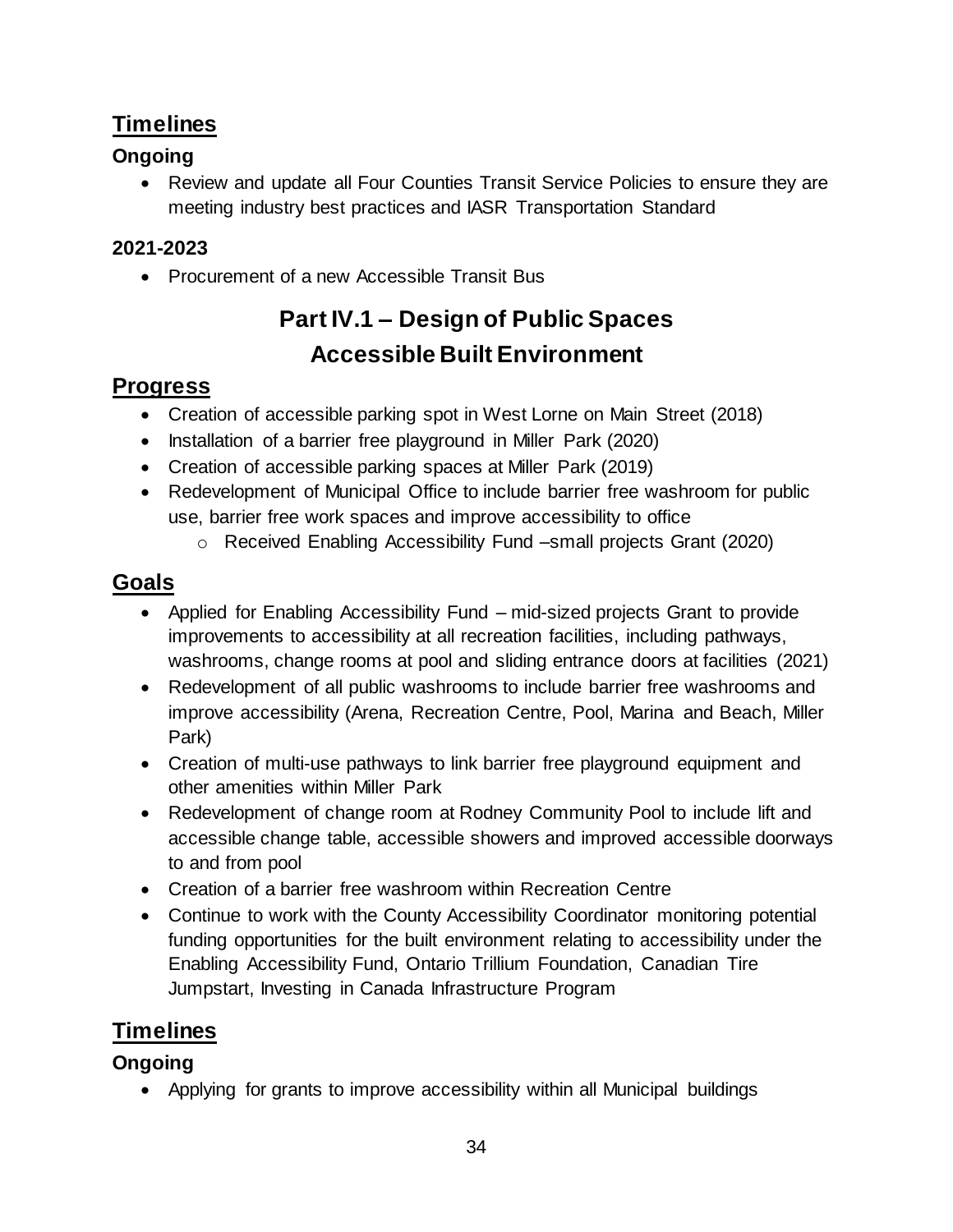## Timelines

### Ongoing

- Review and update all Four Counties Transit Service Policies to ensure they are meeting industry best practices and IASR Transportation Standard

### 2021-2023

- Procurement of a new Accessible Transit Bus

# Part IV.1 – Design of Public Spaces Accessible Built Environment

## Progress

- Creation of accessible parking spot in West Lorne on Main Street (2018)
- Installation of a barrier free playground in Miller Park (2020)
- Creation of accessible parking spaces at Miller Park (2019)
- Redevelopment of Municipal Office to include barrier free washroom for public use, barrier free work spaces and improve accessibility to office
  - Received Enabling Accessibility Fund –small projects Grant (2020)

## Goals

- Applied for Enabling Accessibility Fund – mid-sized projects Grant to provide improvements to accessibility at all recreation facilities, including pathways, washrooms, change rooms at pool and sliding entrance doors at facilities (2021)
- Redevelopment of all public washrooms to include barrier free washrooms and improve accessibility (Arena, Recreation Centre, Pool, Marina and Beach, Miller Park)
- Creation of multi-use pathways to link barrier free playground equipment and other amenities within Miller Park
- Redevelopment of change room at Rodney Community Pool to include lift and accessible change table, accessible showers and improved accessible doorways to and from pool
- Creation of a barrier free washroom within Recreation Centre
- Continue to work with the County Accessibility Coordinator monitoring potential funding opportunities for the built environment relating to accessibility under the Enabling Accessibility Fund, Ontario Trillium Foundation, Canadian Tire Jumpstart, Investing in Canada Infrastructure Program

## Timelines

### Ongoing

- Applying for grants to improve accessibility within all Municipal buildings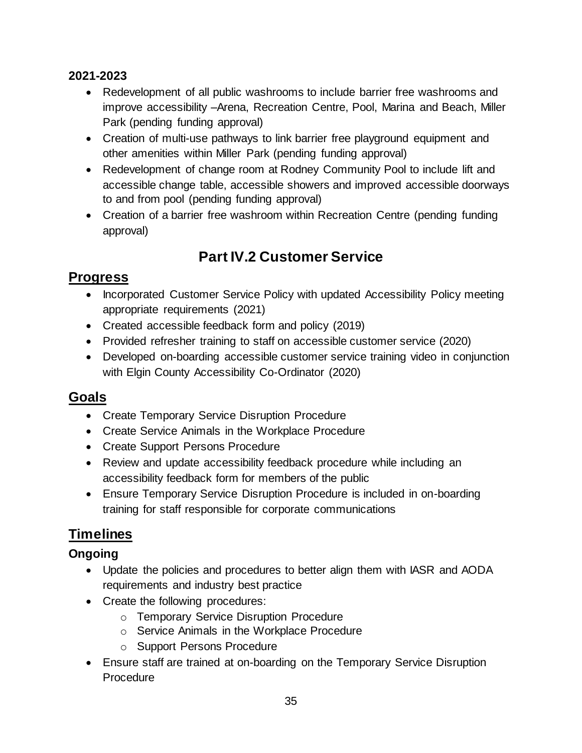**2021-2023**

- Redevelopment of all public washrooms to include barrier free washrooms and improve accessibility –Arena, Recreation Centre, Pool, Marina and Beach, Miller Park (pending funding approval)
- Creation of multi-use pathways to link barrier free playground equipment and other amenities within Miller Park (pending funding approval)
- Redevelopment of change room at Rodney Community Pool to include lift and accessible change table, accessible showers and improved accessible doorways to and from pool (pending funding approval)
- Creation of a barrier free washroom within Recreation Centre (pending funding approval)

# Part IV.2 Customer Service

## Progress

- Incorporated Customer Service Policy with updated Accessibility Policy meeting appropriate requirements (2021)
- Created accessible feedback form and policy (2019)
- Provided refresher training to staff on accessible customer service (2020)
- Developed on-boarding accessible customer service training video in conjunction with Elgin County Accessibility Co-Ordinator (2020)

## Goals

- Create Temporary Service Disruption Procedure
- Create Service Animals in the Workplace Procedure
- Create Support Persons Procedure
- Review and update accessibility feedback procedure while including an accessibility feedback form for members of the public
- Ensure Temporary Service Disruption Procedure is included in on-boarding training for staff responsible for corporate communications

## Timelines

### Ongoing

- Update the policies and procedures to better align them with IASR and AODA requirements and industry best practice
- Create the following procedures:
  - Temporary Service Disruption Procedure
  - Service Animals in the Workplace Procedure
  - Support Persons Procedure
- Ensure staff are trained at on-boarding on the Temporary Service Disruption Procedure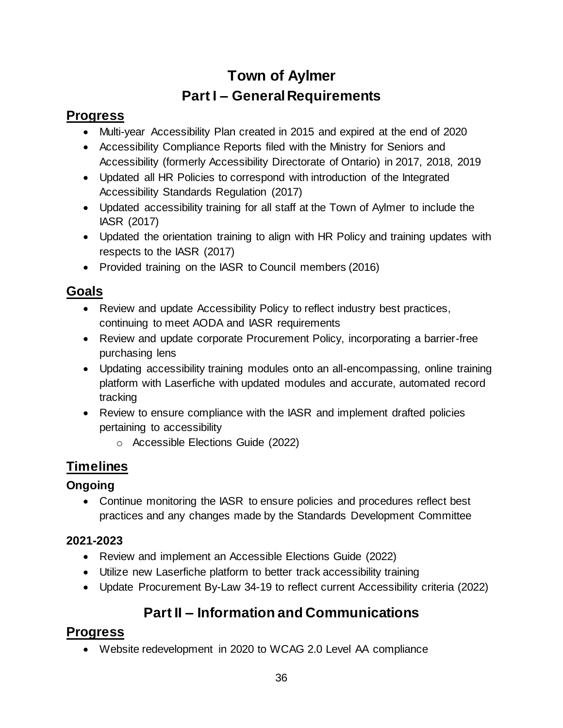# Town of Aylmer

## Part I – General Requirements

### Progress

- Multi-year Accessibility Plan created in 2015 and expired at the end of 2020
- Accessibility Compliance Reports filed with the Ministry for Seniors and Accessibility (formerly Accessibility Directorate of Ontario) in 2017, 2018, 2019
- Updated all HR Policies to correspond with introduction of the Integrated Accessibility Standards Regulation (2017)
- Updated accessibility training for all staff at the Town of Aylmer to include the IASR (2017)
- Updated the orientation training to align with HR Policy and training updates with respects to the IASR (2017)
- Provided training on the IASR to Council members (2016)

### Goals

- Review and update Accessibility Policy to reflect industry best practices, continuing to meet AODA and IASR requirements
- Review and update corporate Procurement Policy, incorporating a barrier-free purchasing lens
- Updating accessibility training modules onto an all-encompassing, online training platform with Laserfiche with updated modules and accurate, automated record tracking
- Review to ensure compliance with the IASR and implement drafted policies pertaining to accessibility
  - Accessible Elections Guide (2022)

### Timelines

#### Ongoing

- Continue monitoring the IASR to ensure policies and procedures reflect best practices and any changes made by the Standards Development Committee

#### 2021-2023

- Review and implement an Accessible Elections Guide (2022)
- Utilize new Laserfiche platform to better track accessibility training
- Update Procurement By-Law 34-19 to reflect current Accessibility criteria (2022)

## Part II – Information and Communications

### Progress

- Website redevelopment in 2020 to WCAG 2.0 Level AA compliance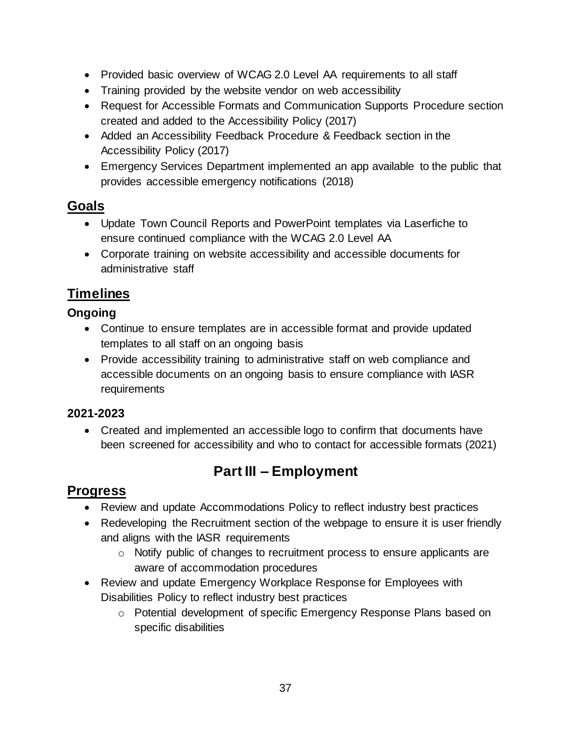- Provided basic overview of WCAG 2.0 Level AA requirements to all staff
- Training provided by the website vendor on web accessibility
- Request for Accessible Formats and Communication Supports Procedure section created and added to the Accessibility Policy (2017)
- Added an Accessibility Feedback Procedure & Feedback section in the Accessibility Policy (2017)
- Emergency Services Department implemented an app available to the public that provides accessible emergency notifications (2018)

## Goals

- Update Town Council Reports and PowerPoint templates via Laserfiche to ensure continued compliance with the WCAG 2.0 Level AA
- Corporate training on website accessibility and accessible documents for administrative staff

## Timelines

### Ongoing

- Continue to ensure templates are in accessible format and provide updated templates to all staff on an ongoing basis
- Provide accessibility training to administrative staff on web compliance and accessible documents on an ongoing basis to ensure compliance with IASR requirements

### 2021-2023

- Created and implemented an accessible logo to confirm that documents have been screened for accessibility and who to contact for accessible formats (2021)

# Part III – Employment

## Progress

- Review and update Accommodations Policy to reflect industry best practices
- Redeveloping the Recruitment section of the webpage to ensure it is user friendly and aligns with the IASR requirements
  - Notify public of changes to recruitment process to ensure applicants are aware of accommodation procedures
- Review and update Emergency Workplace Response for Employees with Disabilities Policy to reflect industry best practices
  - Potential development of specific Emergency Response Plans based on specific disabilities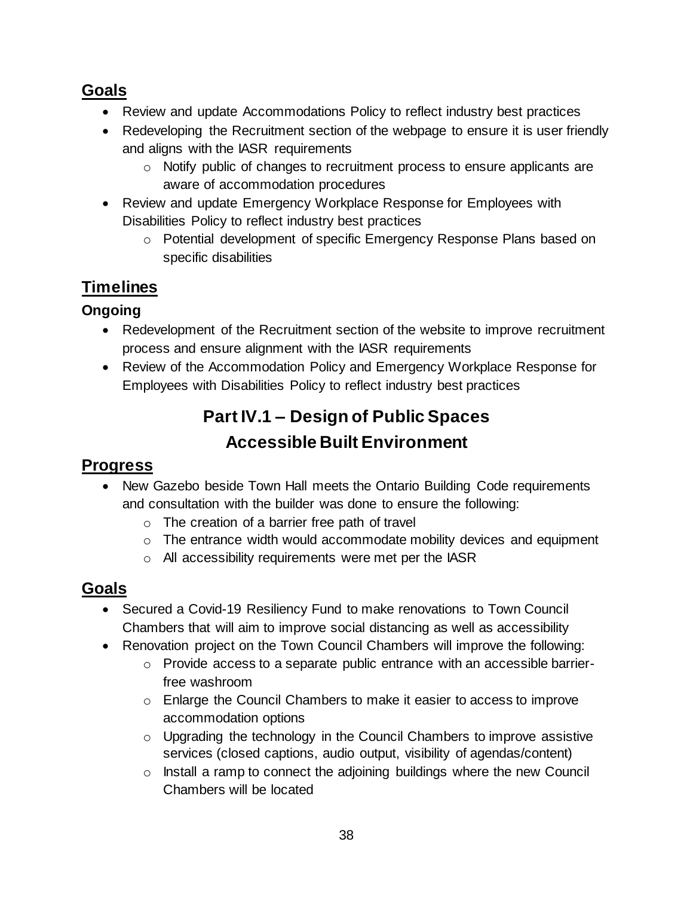## Goals

- Review and update Accommodations Policy to reflect industry best practices
- Redeveloping the Recruitment section of the webpage to ensure it is user friendly and aligns with the IASR requirements
  - Notify public of changes to recruitment process to ensure applicants are aware of accommodation procedures
- Review and update Emergency Workplace Response for Employees with Disabilities Policy to reflect industry best practices
  - Potential development of specific Emergency Response Plans based on specific disabilities

## Timelines

### Ongoing

- Redevelopment of the Recruitment section of the website to improve recruitment process and ensure alignment with the IASR requirements
- Review of the Accommodation Policy and Emergency Workplace Response for Employees with Disabilities Policy to reflect industry best practices

# Part IV.1 – Design of Public Spaces Accessible Built Environment

## Progress

- New Gazebo beside Town Hall meets the Ontario Building Code requirements and consultation with the builder was done to ensure the following:
  - The creation of a barrier free path of travel
  - The entrance width would accommodate mobility devices and equipment
  - All accessibility requirements were met per the IASR

## Goals

- Secured a Covid-19 Resiliency Fund to make renovations to Town Council Chambers that will aim to improve social distancing as well as accessibility
- Renovation project on the Town Council Chambers will improve the following:
  - Provide access to a separate public entrance with an accessible barrier-free washroom
  - Enlarge the Council Chambers to make it easier to access to improve accommodation options
  - Upgrading the technology in the Council Chambers to improve assistive services (closed captions, audio output, visibility of agendas/content)
  - Install a ramp to connect the adjoining buildings where the new Council Chambers will be located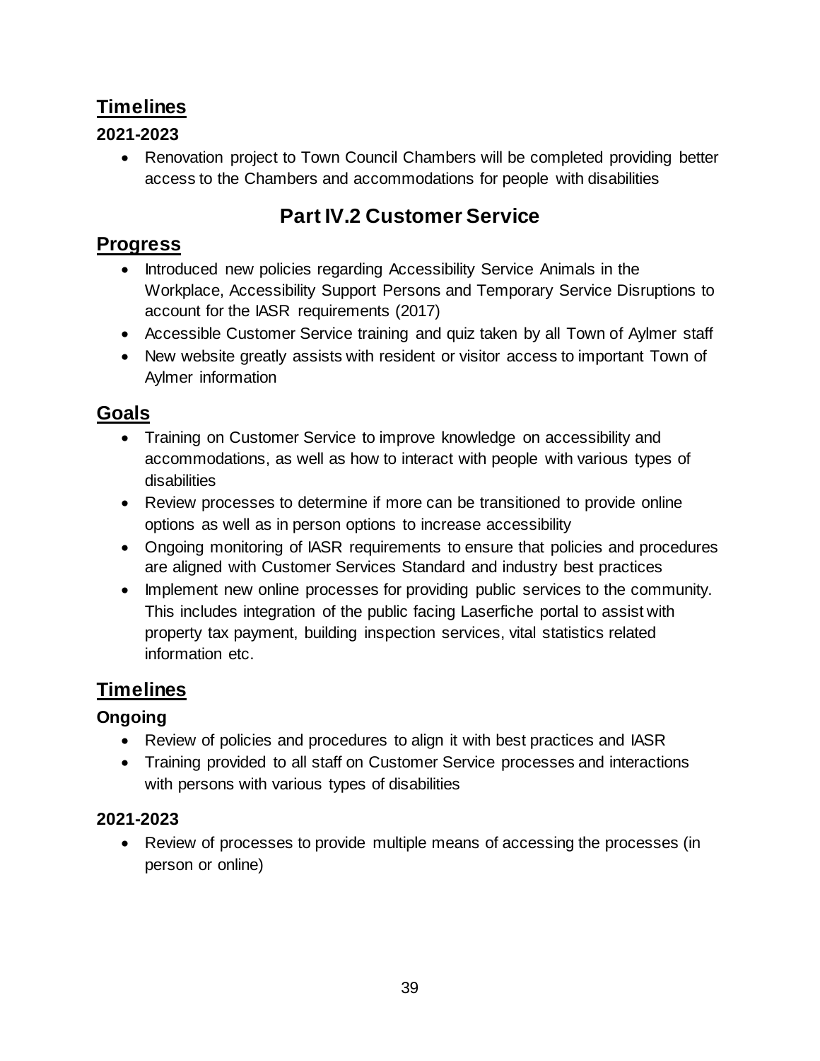## Timelines

### 2021-2023

- Renovation project to Town Council Chambers will be completed providing better access to the Chambers and accommodations for people with disabilities

# Part IV.2 Customer Service

## Progress

- Introduced new policies regarding Accessibility Service Animals in the Workplace, Accessibility Support Persons and Temporary Service Disruptions to account for the IASR requirements (2017)
- Accessible Customer Service training and quiz taken by all Town of Aylmer staff
- New website greatly assists with resident or visitor access to important Town of Aylmer information

## Goals

- Training on Customer Service to improve knowledge on accessibility and accommodations, as well as how to interact with people with various types of disabilities
- Review processes to determine if more can be transitioned to provide online options as well as in person options to increase accessibility
- Ongoing monitoring of IASR requirements to ensure that policies and procedures are aligned with Customer Services Standard and industry best practices
- Implement new online processes for providing public services to the community. This includes integration of the public facing Laserfiche portal to assist with property tax payment, building inspection services, vital statistics related information etc.

## Timelines

### Ongoing

- Review of policies and procedures to align it with best practices and IASR
- Training provided to all staff on Customer Service processes and interactions with persons with various types of disabilities

### 2021-2023

- Review of processes to provide multiple means of accessing the processes (in person or online)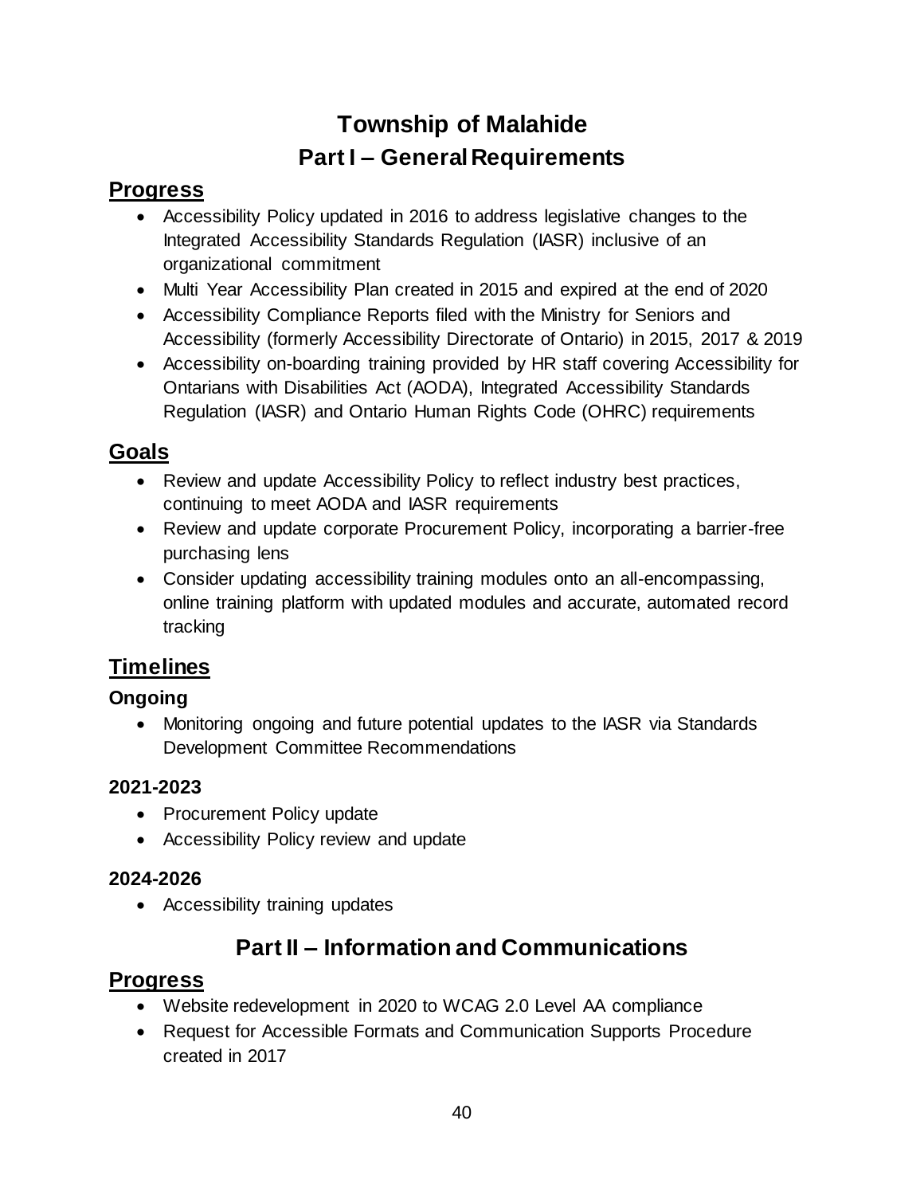# Township of Malahide

## Part I – General Requirements

### Progress

- Accessibility Policy updated in 2016 to address legislative changes to the Integrated Accessibility Standards Regulation (IASR) inclusive of an organizational commitment
- Multi Year Accessibility Plan created in 2015 and expired at the end of 2020
- Accessibility Compliance Reports filed with the Ministry for Seniors and Accessibility (formerly Accessibility Directorate of Ontario) in 2015, 2017 & 2019
- Accessibility on-boarding training provided by HR staff covering Accessibility for Ontarians with Disabilities Act (AODA), Integrated Accessibility Standards Regulation (IASR) and Ontario Human Rights Code (OHRC) requirements

### Goals

- Review and update Accessibility Policy to reflect industry best practices, continuing to meet AODA and IASR requirements
- Review and update corporate Procurement Policy, incorporating a barrier-free purchasing lens
- Consider updating accessibility training modules onto an all-encompassing, online training platform with updated modules and accurate, automated record tracking

### Timelines

#### Ongoing

- Monitoring ongoing and future potential updates to the IASR via Standards Development Committee Recommendations

#### 2021-2023

- Procurement Policy update
- Accessibility Policy review and update

#### 2024-2026

- Accessibility training updates

## Part II – Information and Communications

### Progress

- Website redevelopment in 2020 to WCAG 2.0 Level AA compliance
- Request for Accessible Formats and Communication Supports Procedure created in 2017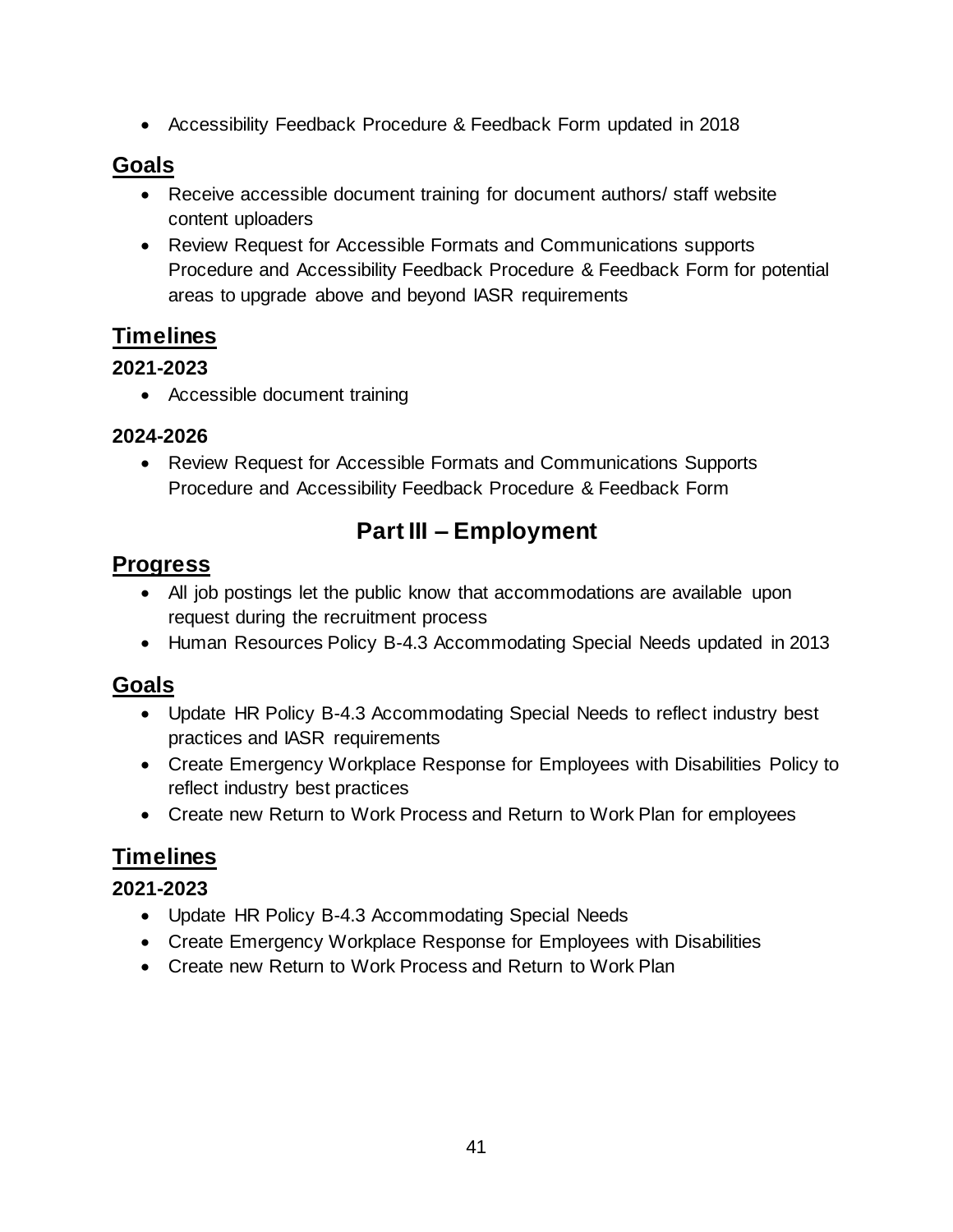- Accessibility Feedback Procedure & Feedback Form updated in 2018

## Goals

- Receive accessible document training for document authors/ staff website content uploaders
- Review Request for Accessible Formats and Communications supports Procedure and Accessibility Feedback Procedure & Feedback Form for potential areas to upgrade above and beyond IASR requirements

## Timelines

### 2021-2023

- Accessible document training

### 2024-2026

- Review Request for Accessible Formats and Communications Supports Procedure and Accessibility Feedback Procedure & Feedback Form

# Part III – Employment

## Progress

- All job postings let the public know that accommodations are available upon request during the recruitment process
- Human Resources Policy B-4.3 Accommodating Special Needs updated in 2013

## Goals

- Update HR Policy B-4.3 Accommodating Special Needs to reflect industry best practices and IASR requirements
- Create Emergency Workplace Response for Employees with Disabilities Policy to reflect industry best practices
- Create new Return to Work Process and Return to Work Plan for employees

## Timelines

### 2021-2023

- Update HR Policy B-4.3 Accommodating Special Needs
- Create Emergency Workplace Response for Employees with Disabilities
- Create new Return to Work Process and Return to Work Plan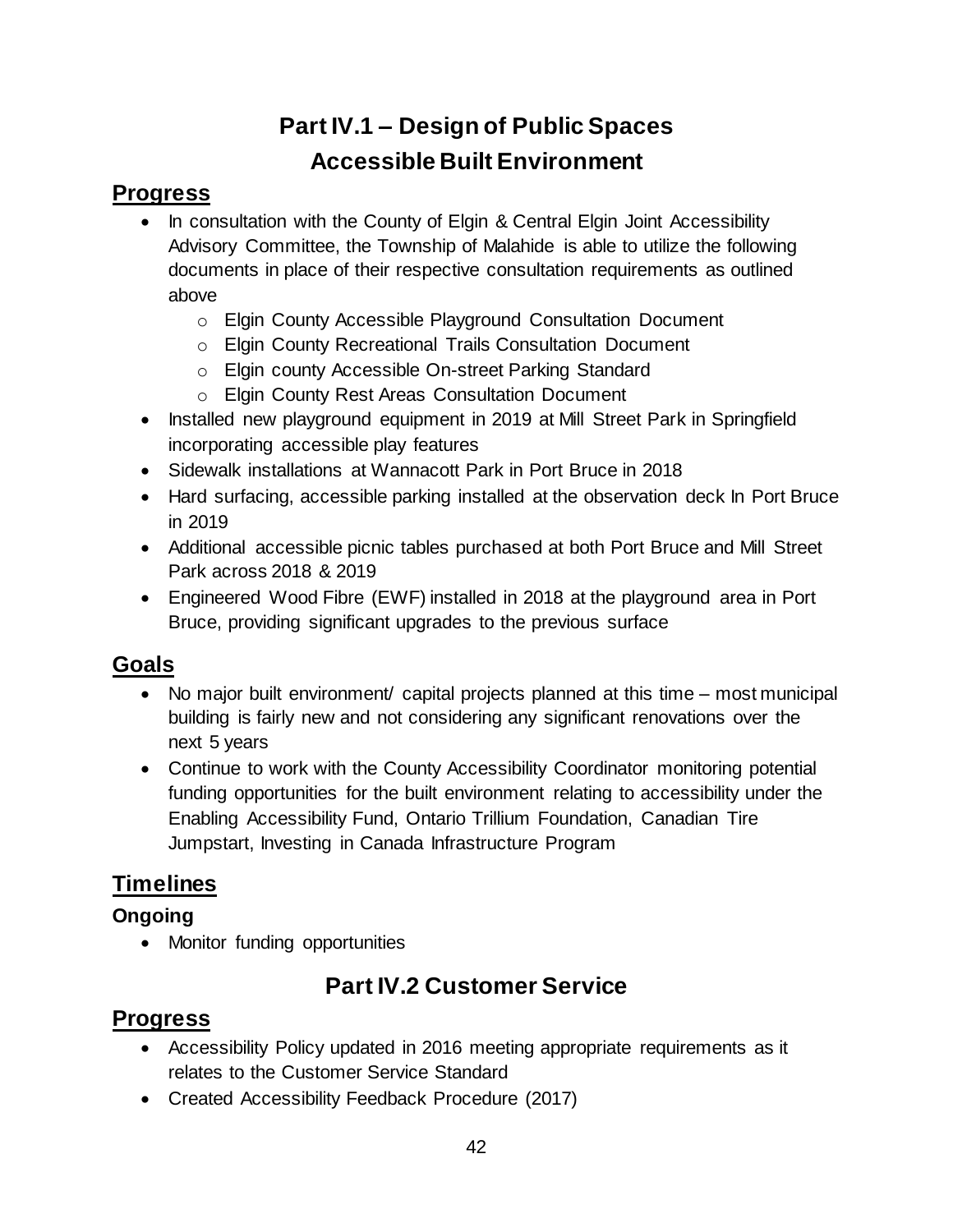# Part IV.1 – Design of Public Spaces

## Accessible Built Environment

### Progress

- In consultation with the County of Elgin & Central Elgin Joint Accessibility Advisory Committee, the Township of Malahide is able to utilize the following documents in place of their respective consultation requirements as outlined above
  - Elgin County Accessible Playground Consultation Document
  - Elgin County Recreational Trails Consultation Document
  - Elgin county Accessible On-street Parking Standard
  - Elgin County Rest Areas Consultation Document
- Installed new playground equipment in 2019 at Mill Street Park in Springfield incorporating accessible play features
- Sidewalk installations at Wannacott Park in Port Bruce in 2018
- Hard surfacing, accessible parking installed at the observation deck In Port Bruce in 2019
- Additional accessible picnic tables purchased at both Port Bruce and Mill Street Park across 2018 & 2019
- Engineered Wood Fibre (EWF) installed in 2018 at the playground area in Port Bruce, providing significant upgrades to the previous surface

### Goals

- No major built environment/ capital projects planned at this time – most municipal building is fairly new and not considering any significant renovations over the next 5 years
- Continue to work with the County Accessibility Coordinator monitoring potential funding opportunities for the built environment relating to accessibility under the Enabling Accessibility Fund, Ontario Trillium Foundation, Canadian Tire Jumpstart, Investing in Canada Infrastructure Program

### Timelines

**Ongoing**

- Monitor funding opportunities

## Part IV.2 Customer Service

### Progress

- Accessibility Policy updated in 2016 meeting appropriate requirements as it relates to the Customer Service Standard
- Created Accessibility Feedback Procedure (2017)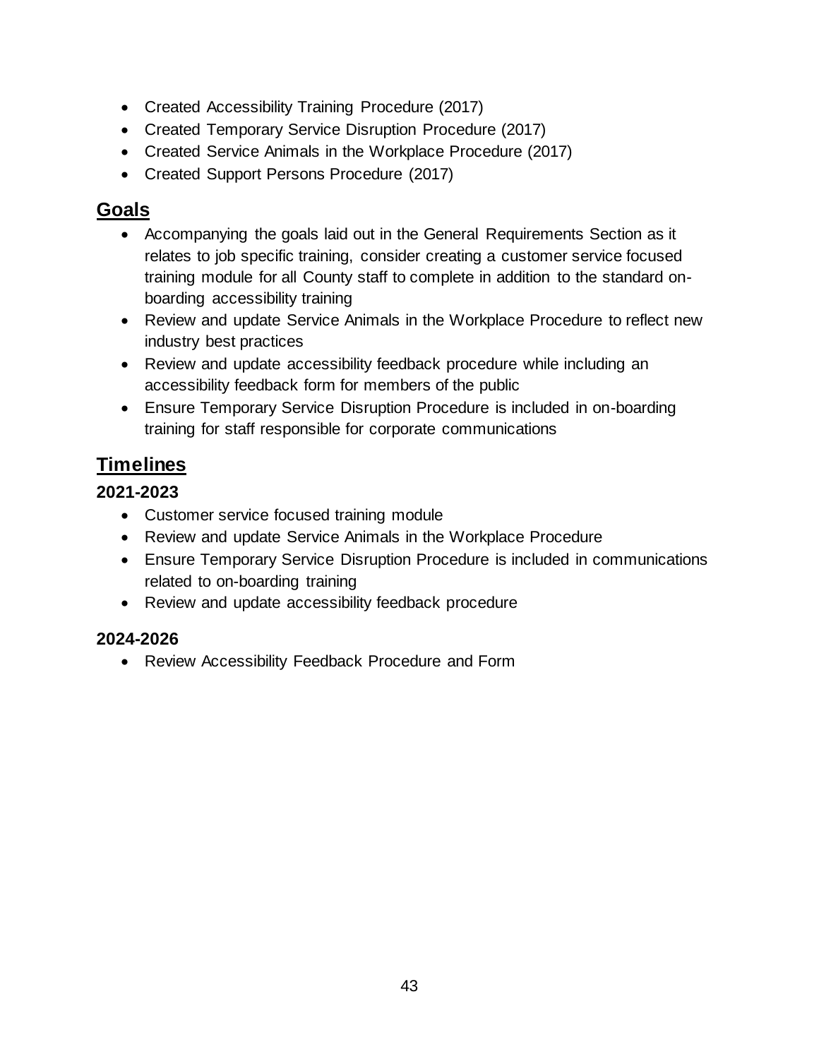- Created Accessibility Training Procedure (2017)
- Created Temporary Service Disruption Procedure (2017)
- Created Service Animals in the Workplace Procedure (2017)
- Created Support Persons Procedure (2017)

## Goals

- Accompanying the goals laid out in the General Requirements Section as it relates to job specific training, consider creating a customer service focused training module for all County staff to complete in addition to the standard on-boarding accessibility training
- Review and update Service Animals in the Workplace Procedure to reflect new industry best practices
- Review and update accessibility feedback procedure while including an accessibility feedback form for members of the public
- Ensure Temporary Service Disruption Procedure is included in on-boarding training for staff responsible for corporate communications

## Timelines

### 2021-2023

- Customer service focused training module
- Review and update Service Animals in the Workplace Procedure
- Ensure Temporary Service Disruption Procedure is included in communications related to on-boarding training
- Review and update accessibility feedback procedure

### 2024-2026

- Review Accessibility Feedback Procedure and Form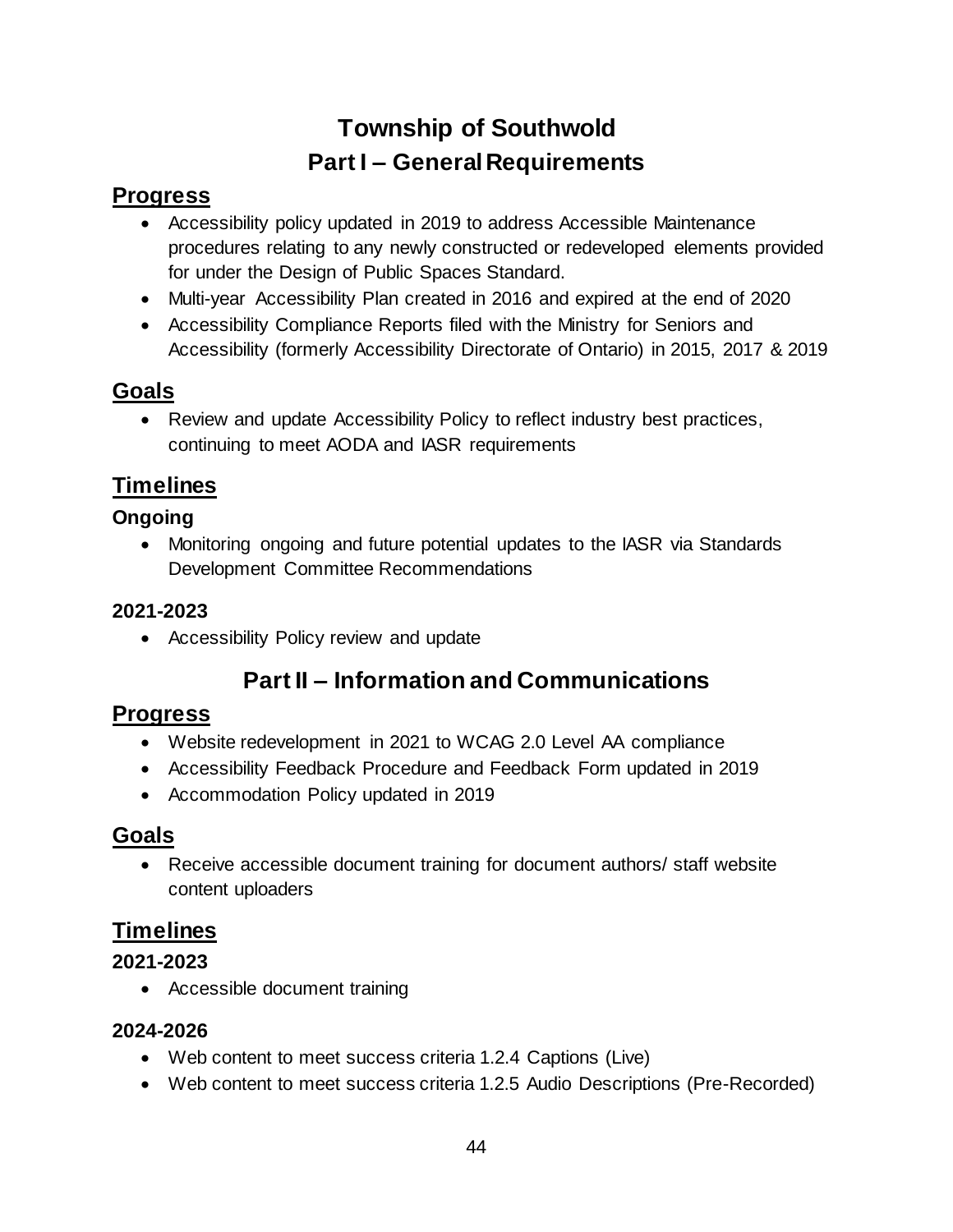# Township of Southwold

## Part I – General Requirements

### Progress

- Accessibility policy updated in 2019 to address Accessible Maintenance procedures relating to any newly constructed or redeveloped elements provided for under the Design of Public Spaces Standard.
- Multi-year Accessibility Plan created in 2016 and expired at the end of 2020
- Accessibility Compliance Reports filed with the Ministry for Seniors and Accessibility (formerly Accessibility Directorate of Ontario) in 2015, 2017 & 2019

### Goals

- Review and update Accessibility Policy to reflect industry best practices, continuing to meet AODA and IASR requirements

### Timelines

#### Ongoing

- Monitoring ongoing and future potential updates to the IASR via Standards Development Committee Recommendations

#### 2021-2023

- Accessibility Policy review and update

## Part II – Information and Communications

### Progress

- Website redevelopment in 2021 to WCAG 2.0 Level AA compliance
- Accessibility Feedback Procedure and Feedback Form updated in 2019
- Accommodation Policy updated in 2019

### Goals

- Receive accessible document training for document authors/ staff website content uploaders

### Timelines

#### 2021-2023

- Accessible document training

#### 2024-2026

- Web content to meet success criteria 1.2.4 Captions (Live)
- Web content to meet success criteria 1.2.5 Audio Descriptions (Pre-Recorded)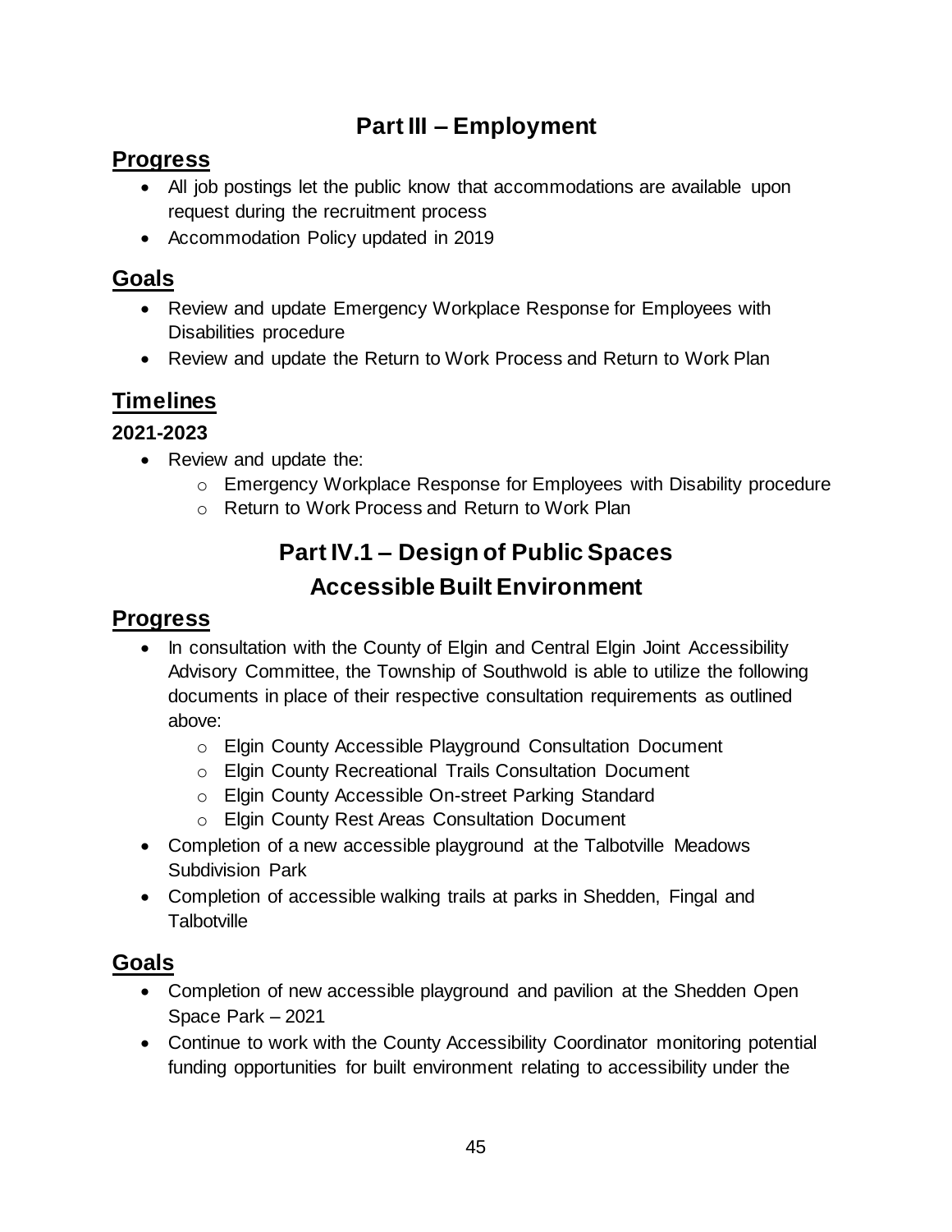# Part III – Employment

## Progress

- All job postings let the public know that accommodations are available upon request during the recruitment process
- Accommodation Policy updated in 2019

## Goals

- Review and update Emergency Workplace Response for Employees with Disabilities procedure
- Review and update the Return to Work Process and Return to Work Plan

## Timelines

### 2021-2023

- Review and update the:
  - Emergency Workplace Response for Employees with Disability procedure
  - Return to Work Process and Return to Work Plan

# Part IV.1 – Design of Public Spaces Accessible Built Environment

## Progress

- In consultation with the County of Elgin and Central Elgin Joint Accessibility Advisory Committee, the Township of Southwold is able to utilize the following documents in place of their respective consultation requirements as outlined above:
  - Elgin County Accessible Playground Consultation Document
  - Elgin County Recreational Trails Consultation Document
  - Elgin County Accessible On-street Parking Standard
  - Elgin County Rest Areas Consultation Document
- Completion of a new accessible playground at the Talbotville Meadows Subdivision Park
- Completion of accessible walking trails at parks in Shedden, Fingal and Talbotville

## Goals

- Completion of new accessible playground and pavilion at the Shedden Open Space Park – 2021
- Continue to work with the County Accessibility Coordinator monitoring potential funding opportunities for built environment relating to accessibility under the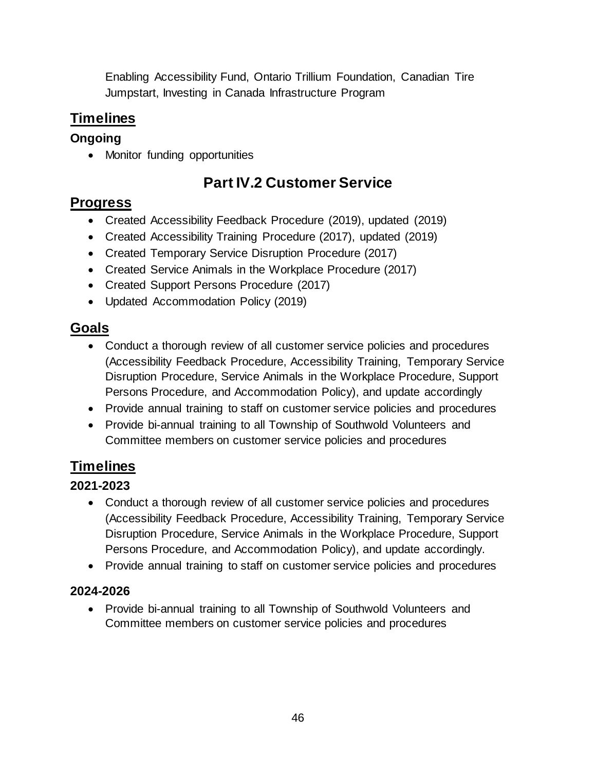Enabling Accessibility Fund, Ontario Trillium Foundation, Canadian Tire Jumpstart, Investing in Canada Infrastructure Program

## Timelines

### Ongoing

- Monitor funding opportunities

# Part IV.2 Customer Service

## Progress

- Created Accessibility Feedback Procedure (2019), updated (2019)
- Created Accessibility Training Procedure (2017), updated (2019)
- Created Temporary Service Disruption Procedure (2017)
- Created Service Animals in the Workplace Procedure (2017)
- Created Support Persons Procedure (2017)
- Updated Accommodation Policy (2019)

## Goals

- Conduct a thorough review of all customer service policies and procedures (Accessibility Feedback Procedure, Accessibility Training, Temporary Service Disruption Procedure, Service Animals in the Workplace Procedure, Support Persons Procedure, and Accommodation Policy), and update accordingly
- Provide annual training to staff on customer service policies and procedures
- Provide bi-annual training to all Township of Southwold Volunteers and Committee members on customer service policies and procedures

## Timelines

### 2021-2023

- Conduct a thorough review of all customer service policies and procedures (Accessibility Feedback Procedure, Accessibility Training, Temporary Service Disruption Procedure, Service Animals in the Workplace Procedure, Support Persons Procedure, and Accommodation Policy), and update accordingly.
- Provide annual training to staff on customer service policies and procedures

### 2024-2026

- Provide bi-annual training to all Township of Southwold Volunteers and Committee members on customer service policies and procedures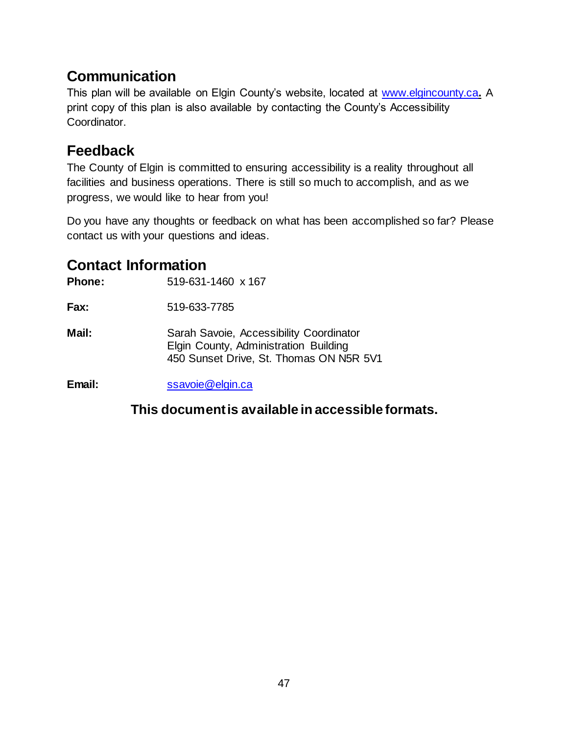## Communication

This plan will be available on Elgin County's website, located at www.elgincounty.ca**.** A print copy of this plan is also available by contacting the County's Accessibility Coordinator.

## Feedback

The County of Elgin is committed to ensuring accessibility is a reality throughout all facilities and business operations. There is still so much to accomplish, and as we progress, we would like to hear from you!

Do you have any thoughts or feedback on what has been accomplished so far? Please contact us with your questions and ideas.

## Contact Information

**Phone:** 519-631-1460 x 167

**Fax:** 519-633-7785

**Mail:** Sarah Savoie, Accessibility Coordinator
Elgin County, Administration Building
450 Sunset Drive, St. Thomas ON N5R 5V1

**Email:** ssavoie@elgin.ca

**This document is available in accessible formats.**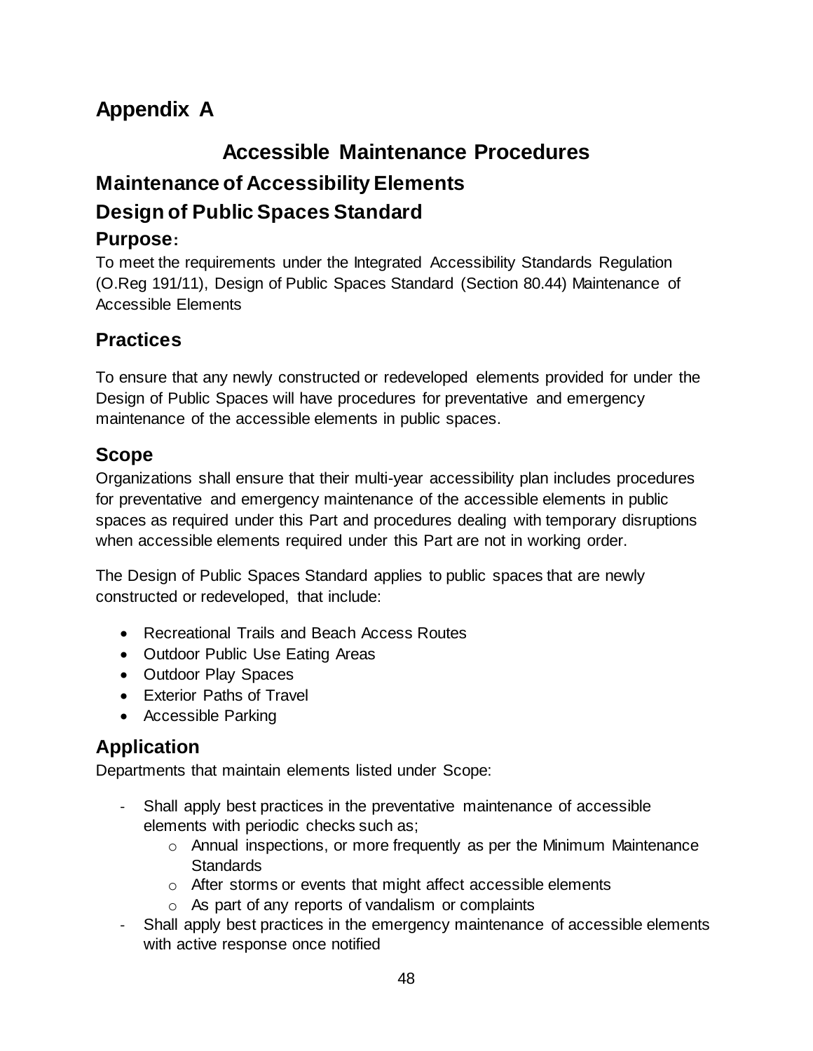# Appendix A

## Accessible Maintenance Procedures

## Maintenance of Accessibility Elements

## Design of Public Spaces Standard

### Purpose:

To meet the requirements under the Integrated Accessibility Standards Regulation (O.Reg 191/11), Design of Public Spaces Standard (Section 80.44) Maintenance of Accessible Elements

### Practices

To ensure that any newly constructed or redeveloped elements provided for under the Design of Public Spaces will have procedures for preventative and emergency maintenance of the accessible elements in public spaces.

### Scope

Organizations shall ensure that their multi-year accessibility plan includes procedures for preventative and emergency maintenance of the accessible elements in public spaces as required under this Part and procedures dealing with temporary disruptions when accessible elements required under this Part are not in working order.

The Design of Public Spaces Standard applies to public spaces that are newly constructed or redeveloped, that include:

- Recreational Trails and Beach Access Routes
- Outdoor Public Use Eating Areas
- Outdoor Play Spaces
- Exterior Paths of Travel
- Accessible Parking

### Application

Departments that maintain elements listed under Scope:

- Shall apply best practices in the preventative maintenance of accessible elements with periodic checks such as;
  - Annual inspections, or more frequently as per the Minimum Maintenance Standards
  - After storms or events that might affect accessible elements
  - As part of any reports of vandalism or complaints
- Shall apply best practices in the emergency maintenance of accessible elements with active response once notified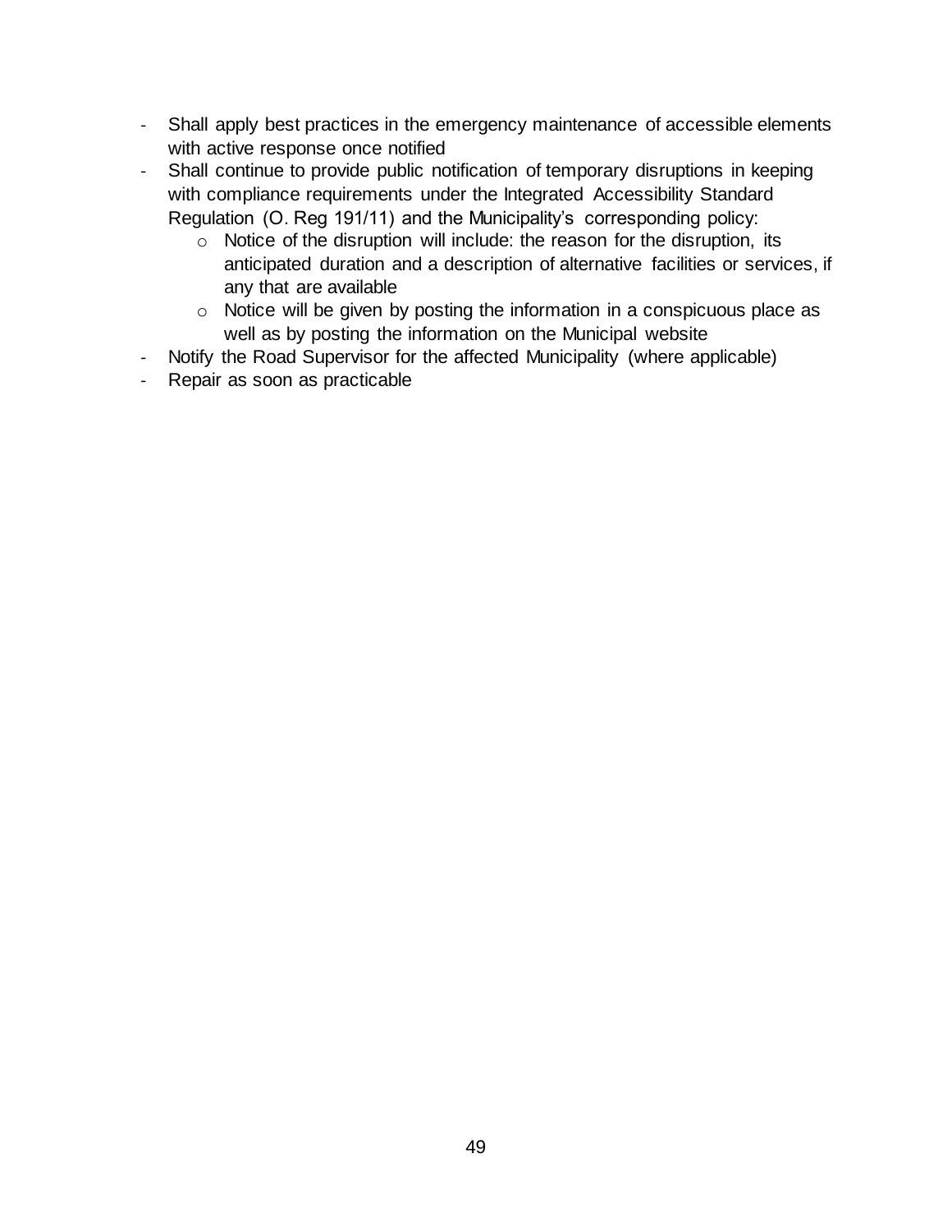- Shall apply best practices in the emergency maintenance of accessible elements with active response once notified
- Shall continue to provide public notification of temporary disruptions in keeping with compliance requirements under the Integrated Accessibility Standard Regulation (O. Reg 191/11) and the Municipality's corresponding policy:
  - Notice of the disruption will include: the reason for the disruption, its anticipated duration and a description of alternative facilities or services, if any that are available
  - Notice will be given by posting the information in a conspicuous place as well as by posting the information on the Municipal website
- Notify the Road Supervisor for the affected Municipality (where applicable)
- Repair as soon as practicable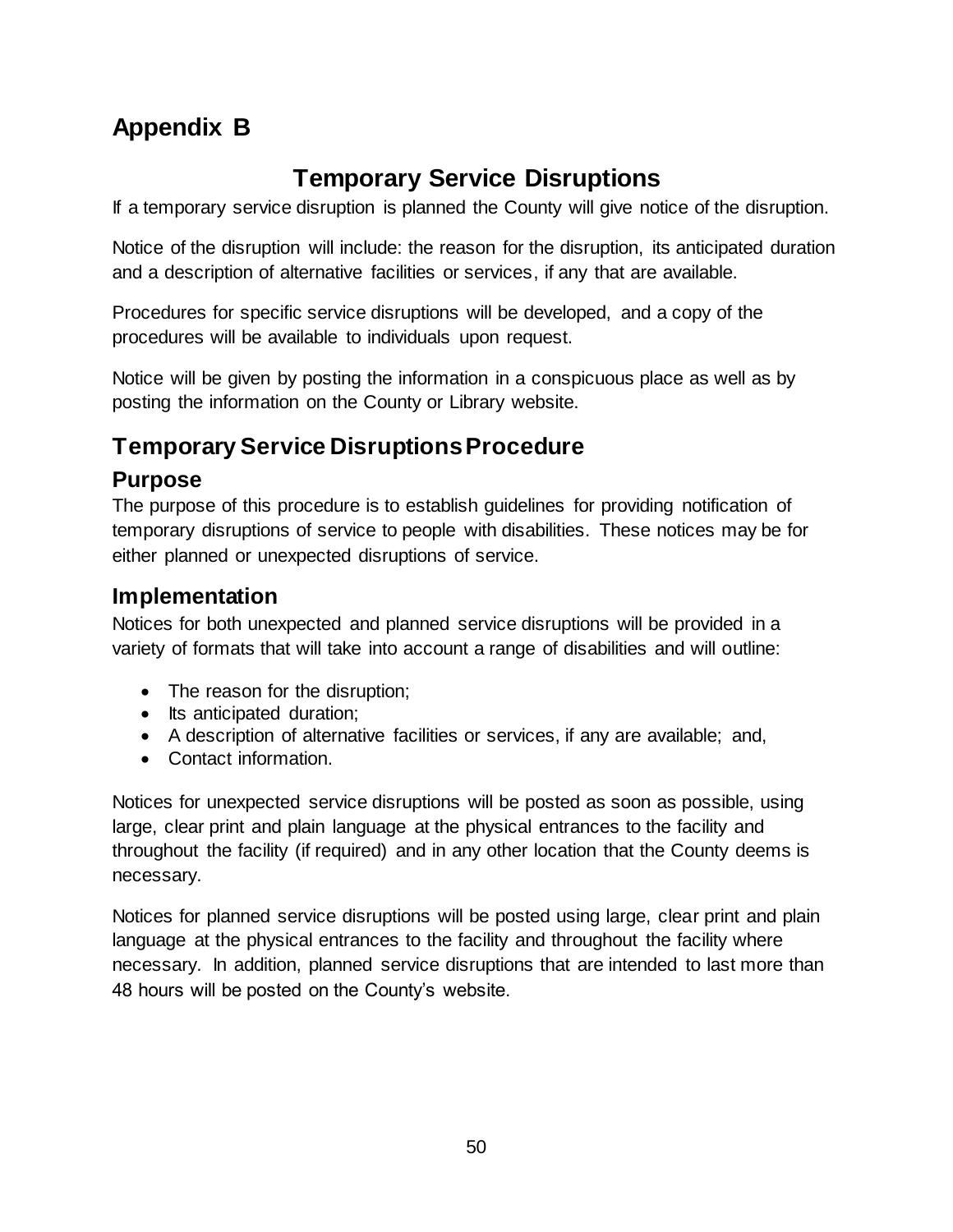# Appendix B

## Temporary Service Disruptions

If a temporary service disruption is planned the County will give notice of the disruption.

Notice of the disruption will include: the reason for the disruption, its anticipated duration and a description of alternative facilities or services, if any that are available.

Procedures for specific service disruptions will be developed, and a copy of the procedures will be available to individuals upon request.

Notice will be given by posting the information in a conspicuous place as well as by posting the information on the County or Library website.

## Temporary Service Disruptions Procedure

### Purpose

The purpose of this procedure is to establish guidelines for providing notification of temporary disruptions of service to people with disabilities. These notices may be for either planned or unexpected disruptions of service.

### Implementation

Notices for both unexpected and planned service disruptions will be provided in a variety of formats that will take into account a range of disabilities and will outline:

- The reason for the disruption;
- Its anticipated duration;
- A description of alternative facilities or services, if any are available; and,
- Contact information.

Notices for unexpected service disruptions will be posted as soon as possible, using large, clear print and plain language at the physical entrances to the facility and throughout the facility (if required) and in any other location that the County deems is necessary.

Notices for planned service disruptions will be posted using large, clear print and plain language at the physical entrances to the facility and throughout the facility where necessary. In addition, planned service disruptions that are intended to last more than 48 hours will be posted on the County's website.